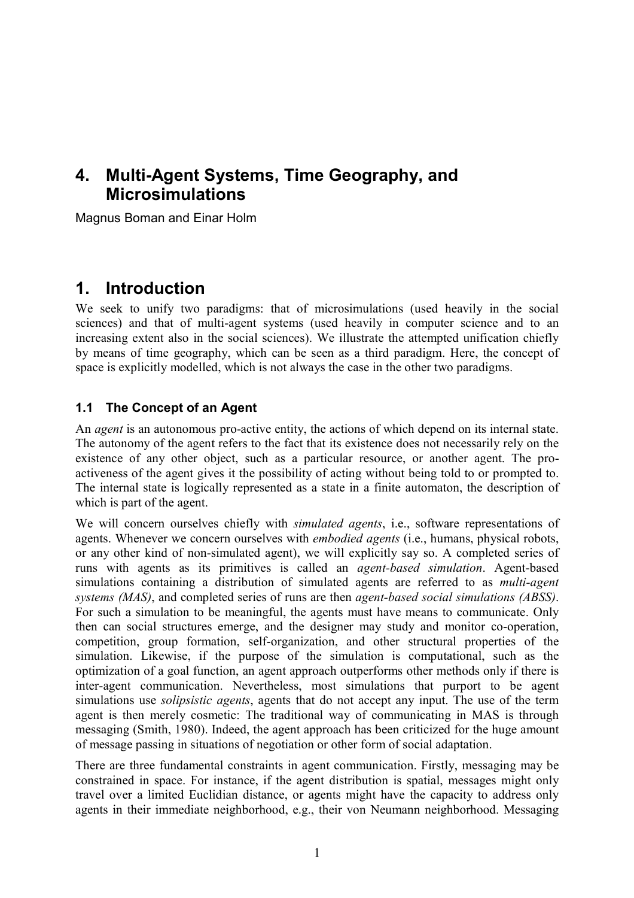# 4. Multi-Agent Systems, Time Geography, and Microsimulations

Magnus Boman and Einar Holm

## 1. Introduction

We seek to unify two paradigms: that of microsimulations (used heavily in the social sciences) and that of multi-agent systems (used heavily in computer science and to an increasing extent also in the social sciences). We illustrate the attempted unification chiefly by means of time geography, which can be seen as a third paradigm. Here, the concept of space is explicitly modelled, which is not always the case in the other two paradigms.

### 1.1 The Concept of an Agent

An *agent* is an autonomous pro-active entity, the actions of which depend on its internal state. The autonomy of the agent refers to the fact that its existence does not necessarily rely on the existence of any other object, such as a particular resource, or another agent. The pro-activeness of the agent gives it the possibility of acting without being told to or prompted to. The internal state is logically represented as a state in a finite automaton, the description of which is part of the agent.

We will concern ourselves chiefly with *simulated agents*, i.e., software representations of agents. Whenever we concern ourselves with *embodied agents* (i.e., humans, physical robots, or any other kind of non-simulated agent), we will explicitly say so. A completed series of runs with agents as its primitives is called an *agent-based simulation*. Agent-based simulations containing a distribution of simulated agents are referred to as *multi-agent systems (MAS)*, and completed series of runs are then *agent-based social simulations (ABSS)*. For such a simulation to be meaningful, the agents must have means to communicate. Only then can social structures emerge, and the designer may study and monitor co-operation, competition, group formation, self-organization, and other structural properties of the simulation. Likewise, if the purpose of the simulation is computational, such as the optimization of a goal function, an agent approach outperforms other methods only if there is inter-agent communication. Nevertheless, most simulations that purport to be agent simulations use *solipsistic agents*, agents that do not accept any input. The use of the term agent is then merely cosmetic: The traditional way of communicating in MAS is through messaging (Smith, 1980). Indeed, the agent approach has been criticized for the huge amount of message passing in situations of negotiation or other form of social adaptation.

There are three fundamental constraints in agent communication. Firstly, messaging may be constrained in space. For instance, if the agent distribution is spatial, messages might only travel over a limited Euclidian distance, or agents might have the capacity to address only agents in their immediate neighborhood, e.g., their von Neumann neighborhood. Messaging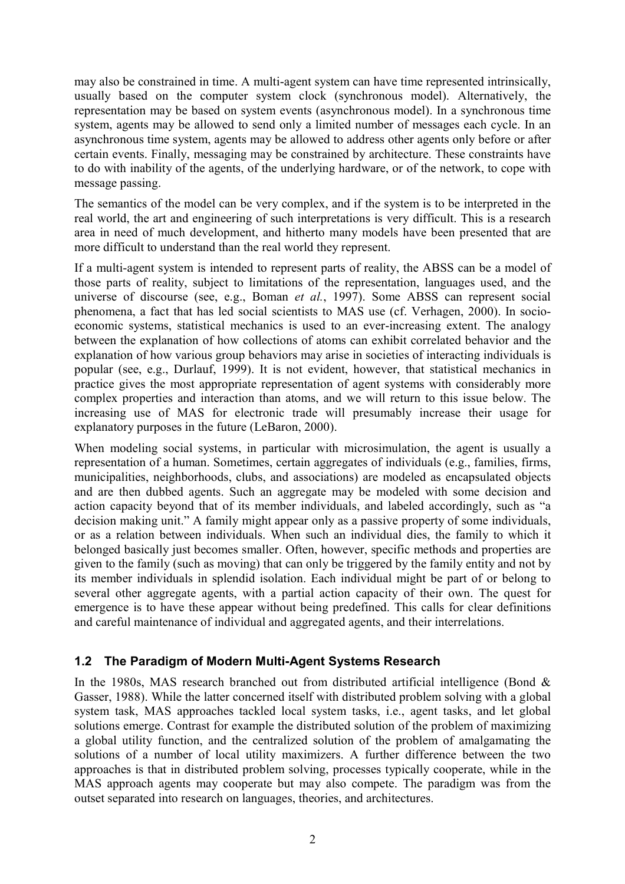may also be constrained in time. A multi-agent system can have time represented intrinsically, usually based on the computer system clock (synchronous model). Alternatively, the representation may be based on system events (asynchronous model). In a synchronous time system, agents may be allowed to send only a limited number of messages each cycle. In an asynchronous time system, agents may be allowed to address other agents only before or after certain events. Finally, messaging may be constrained by architecture. These constraints have to do with inability of the agents, of the underlying hardware, or of the network, to cope with message passing.

The semantics of the model can be very complex, and if the system is to be interpreted in the real world, the art and engineering of such interpretations is very difficult. This is a research area in need of much development, and hitherto many models have been presented that are more difficult to understand than the real world they represent.

If a multi-agent system is intended to represent parts of reality, the ABSS can be a model of those parts of reality, subject to limitations of the representation, languages used, and the universe of discourse (see, e.g., Boman *et al.*, 1997). Some ABSS can represent social phenomena, a fact that has led social scientists to MAS use (cf. Verhagen, 2000). In socio-economic systems, statistical mechanics is used to an ever-increasing extent. The analogy between the explanation of how collections of atoms can exhibit correlated behavior and the explanation of how various group behaviors may arise in societies of interacting individuals is popular (see, e.g., Durlauf, 1999). It is not evident, however, that statistical mechanics in practice gives the most appropriate representation of agent systems with considerably more complex properties and interaction than atoms, and we will return to this issue below. The increasing use of MAS for electronic trade will presumably increase their usage for explanatory purposes in the future (LeBaron, 2000).

When modeling social systems, in particular with microsimulation, the agent is usually a representation of a human. Sometimes, certain aggregates of individuals (e.g., families, firms, municipalities, neighborhoods, clubs, and associations) are modeled as encapsulated objects and are then dubbed agents. Such an aggregate may be modeled with some decision and action capacity beyond that of its member individuals, and labeled accordingly, such as "a decision making unit." A family might appear only as a passive property of some individuals, or as a relation between individuals. When such an individual dies, the family to which it belonged basically just becomes smaller. Often, however, specific methods and properties are given to the family (such as moving) that can only be triggered by the family entity and not by its member individuals in splendid isolation. Each individual might be part of or belong to several other aggregate agents, with a partial action capacity of their own. The quest for emergence is to have these appear without being predefined. This calls for clear definitions and careful maintenance of individual and aggregated agents, and their interrelations.

### 1.2 The Paradigm of Modern Multi-Agent Systems Research

In the 1980s, MAS research branched out from distributed artificial intelligence (Bond & Gasser, 1988). While the latter concerned itself with distributed problem solving with a global system task, MAS approaches tackled local system tasks, i.e., agent tasks, and let global solutions emerge. Contrast for example the distributed solution of the problem of maximizing a global utility function, and the centralized solution of the problem of amalgamating the solutions of a number of local utility maximizers. A further difference between the two approaches is that in distributed problem solving, processes typically cooperate, while in the MAS approach agents may cooperate but may also compete. The paradigm was from the outset separated into research on languages, theories, and architectures.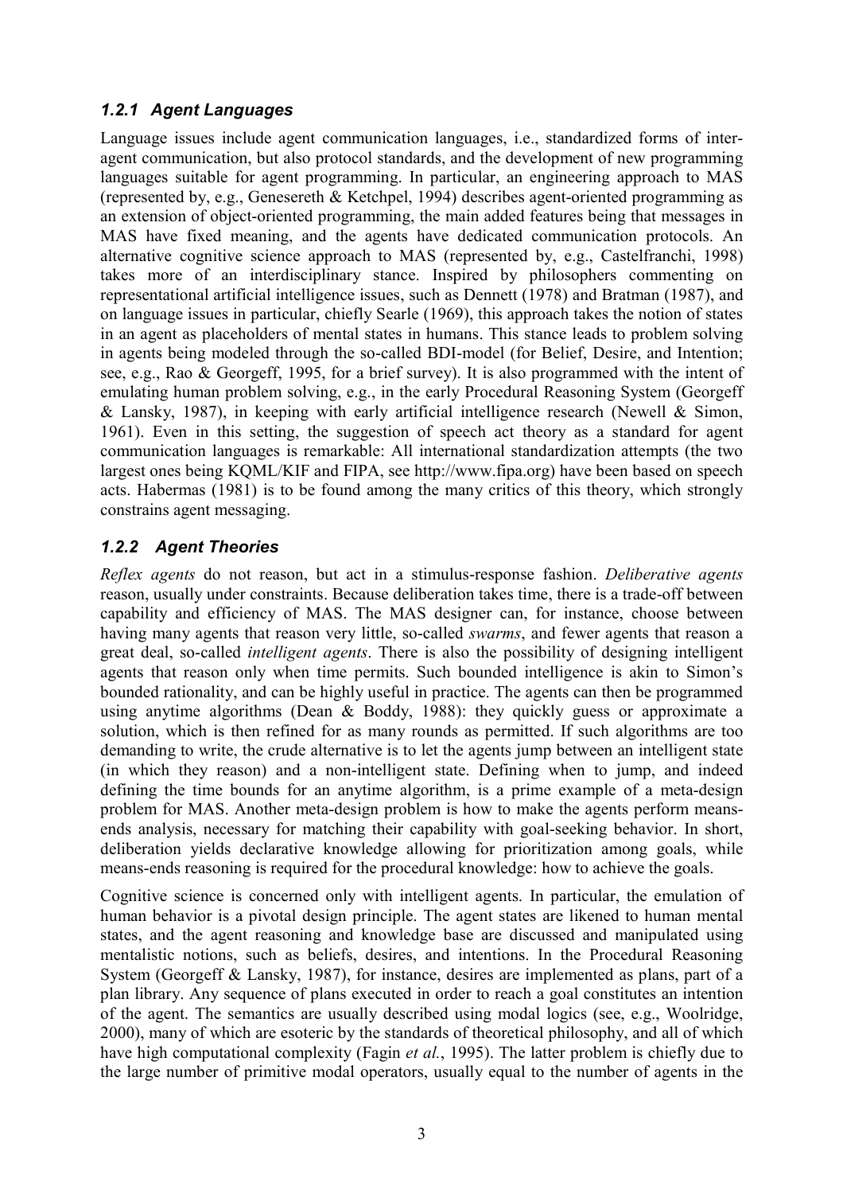### *1.2.1 Agent Languages*

Language issues include agent communication languages, i.e., standardized forms of inter-agent communication, but also protocol standards, and the development of new programming languages suitable for agent programming. In particular, an engineering approach to MAS (represented by, e.g., Genesereth & Ketchpel, 1994) describes agent-oriented programming as an extension of object-oriented programming, the main added features being that messages in MAS have fixed meaning, and the agents have dedicated communication protocols. An alternative cognitive science approach to MAS (represented by, e.g., Castelfranchi, 1998) takes more of an interdisciplinary stance. Inspired by philosophers commenting on representational artificial intelligence issues, such as Dennett (1978) and Bratman (1987), and on language issues in particular, chiefly Searle (1969), this approach takes the notion of states in an agent as placeholders of mental states in humans. This stance leads to problem solving in agents being modeled through the so-called BDI-model (for Belief, Desire, and Intention; see, e.g., Rao & Georgeff, 1995, for a brief survey). It is also programmed with the intent of emulating human problem solving, e.g., in the early Procedural Reasoning System (Georgeff & Lansky, 1987), in keeping with early artificial intelligence research (Newell & Simon, 1961). Even in this setting, the suggestion of speech act theory as a standard for agent communication languages is remarkable: All international standardization attempts (the two largest ones being KQML/KIF and FIPA, see http://www.fipa.org) have been based on speech acts. Habermas (1981) is to be found among the many critics of this theory, which strongly constrains agent messaging.

### *1.2.2 Agent Theories*

*Reflex agents* do not reason, but act in a stimulus-response fashion. *Deliberative agents* reason, usually under constraints. Because deliberation takes time, there is a trade-off between capability and efficiency of MAS. The MAS designer can, for instance, choose between having many agents that reason very little, so-called *swarms*, and fewer agents that reason a great deal, so-called *intelligent agents*. There is also the possibility of designing intelligent agents that reason only when time permits. Such bounded intelligence is akin to Simon's bounded rationality, and can be highly useful in practice. The agents can then be programmed using anytime algorithms (Dean & Boddy, 1988): they quickly guess or approximate a solution, which is then refined for as many rounds as permitted. If such algorithms are too demanding to write, the crude alternative is to let the agents jump between an intelligent state (in which they reason) and a non-intelligent state. Defining when to jump, and indeed defining the time bounds for an anytime algorithm, is a prime example of a meta-design problem for MAS. Another meta-design problem is how to make the agents perform means-ends analysis, necessary for matching their capability with goal-seeking behavior. In short, deliberation yields declarative knowledge allowing for prioritization among goals, while means-ends reasoning is required for the procedural knowledge: how to achieve the goals.

Cognitive science is concerned only with intelligent agents. In particular, the emulation of human behavior is a pivotal design principle. The agent states are likened to human mental states, and the agent reasoning and knowledge base are discussed and manipulated using mentalistic notions, such as beliefs, desires, and intentions. In the Procedural Reasoning System (Georgeff & Lansky, 1987), for instance, desires are implemented as plans, part of a plan library. Any sequence of plans executed in order to reach a goal constitutes an intention of the agent. The semantics are usually described using modal logics (see, e.g., Woolridge, 2000), many of which are esoteric by the standards of theoretical philosophy, and all of which have high computational complexity (Fagin *et al.*, 1995). The latter problem is chiefly due to the large number of primitive modal operators, usually equal to the number of agents in the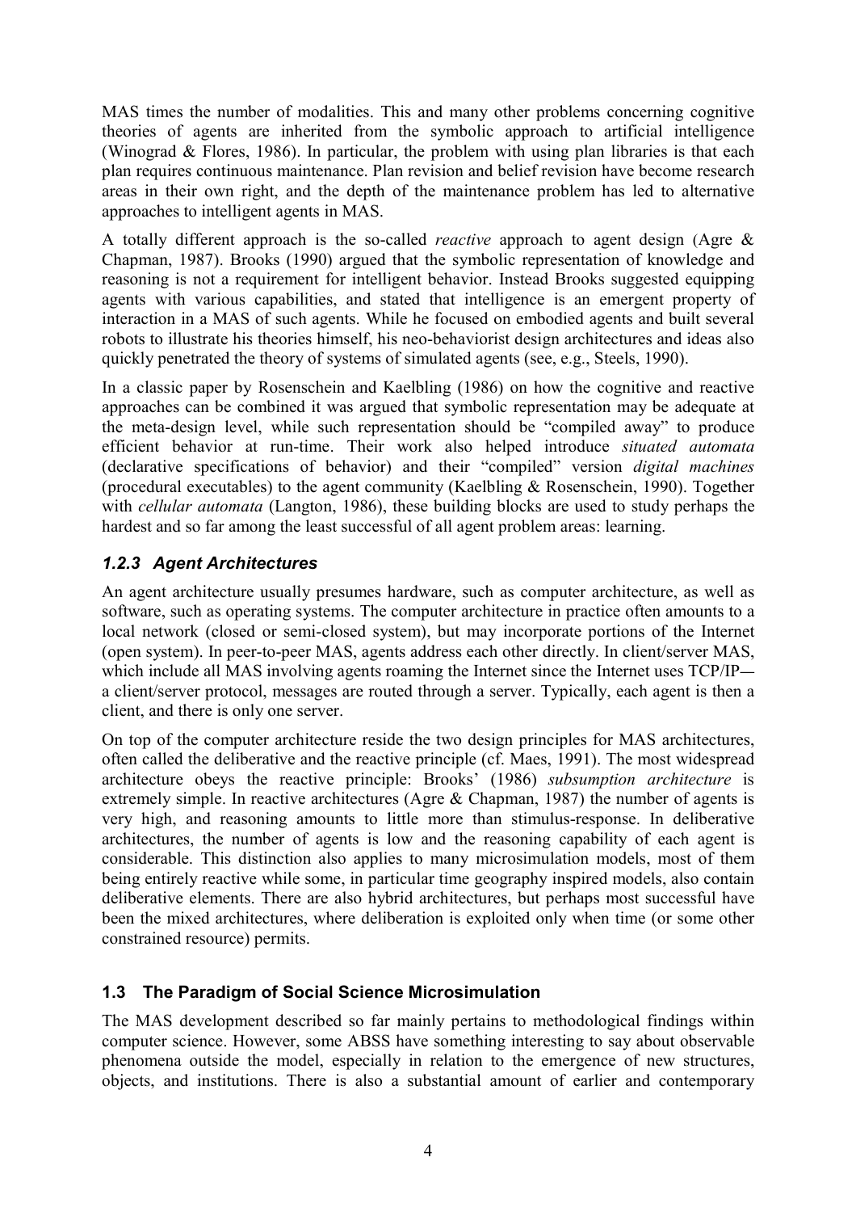MAS times the number of modalities. This and many other problems concerning cognitive theories of agents are inherited from the symbolic approach to artificial intelligence (Winograd & Flores, 1986). In particular, the problem with using plan libraries is that each plan requires continuous maintenance. Plan revision and belief revision have become research areas in their own right, and the depth of the maintenance problem has led to alternative approaches to intelligent agents in MAS.

A totally different approach is the so-called *reactive* approach to agent design (Agre & Chapman, 1987). Brooks (1990) argued that the symbolic representation of knowledge and reasoning is not a requirement for intelligent behavior. Instead Brooks suggested equipping agents with various capabilities, and stated that intelligence is an emergent property of interaction in a MAS of such agents. While he focused on embodied agents and built several robots to illustrate his theories himself, his neo-behaviorist design architectures and ideas also quickly penetrated the theory of systems of simulated agents (see, e.g., Steels, 1990).

In a classic paper by Rosenschein and Kaelbling (1986) on how the cognitive and reactive approaches can be combined it was argued that symbolic representation may be adequate at the meta-design level, while such representation should be "compiled away" to produce efficient behavior at run-time. Their work also helped introduce *situated automata* (declarative specifications of behavior) and their "compiled" version *digital machines* (procedural executables) to the agent community (Kaelbling & Rosenschein, 1990). Together with *cellular automata* (Langton, 1986), these building blocks are used to study perhaps the hardest and so far among the least successful of all agent problem areas: learning.

### *1.2.3 Agent Architectures*

An agent architecture usually presumes hardware, such as computer architecture, as well as software, such as operating systems. The computer architecture in practice often amounts to a local network (closed or semi-closed system), but may incorporate portions of the Internet (open system). In peer-to-peer MAS, agents address each other directly. In client/server MAS, which include all MAS involving agents roaming the Internet since the Internet uses TCP/IP— a client/server protocol, messages are routed through a server. Typically, each agent is then a client, and there is only one server.

On top of the computer architecture reside the two design principles for MAS architectures, often called the deliberative and the reactive principle (cf. Maes, 1991). The most widespread architecture obeys the reactive principle: Brooks' (1986) *subsumption architecture* is extremely simple. In reactive architectures (Agre & Chapman, 1987) the number of agents is very high, and reasoning amounts to little more than stimulus-response. In deliberative architectures, the number of agents is low and the reasoning capability of each agent is considerable. This distinction also applies to many microsimulation models, most of them being entirely reactive while some, in particular time geography inspired models, also contain deliberative elements. There are also hybrid architectures, but perhaps most successful have been the mixed architectures, where deliberation is exploited only when time (or some other constrained resource) permits.

## 1.3 The Paradigm of Social Science Microsimulation

The MAS development described so far mainly pertains to methodological findings within computer science. However, some ABSS have something interesting to say about observable phenomena outside the model, especially in relation to the emergence of new structures, objects, and institutions. There is also a substantial amount of earlier and contemporary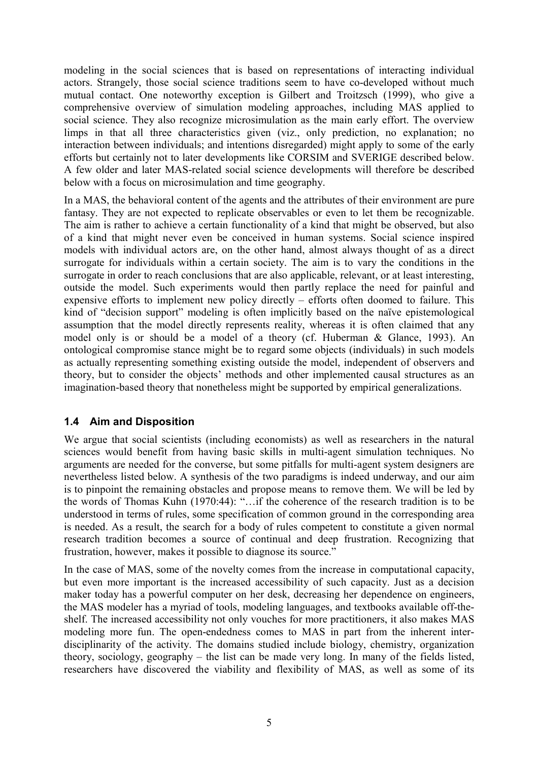modeling in the social sciences that is based on representations of interacting individual actors. Strangely, those social science traditions seem to have co-developed without much mutual contact. One noteworthy exception is Gilbert and Troitzsch (1999), who give a comprehensive overview of simulation modeling approaches, including MAS applied to social science. They also recognize microsimulation as the main early effort. The overview limps in that all three characteristics given (viz., only prediction, no explanation; no interaction between individuals; and intentions disregarded) might apply to some of the early efforts but certainly not to later developments like CORSIM and SVERIGE described below. A few older and later MAS-related social science developments will therefore be described below with a focus on microsimulation and time geography.

In a MAS, the behavioral content of the agents and the attributes of their environment are pure fantasy. They are not expected to replicate observables or even to let them be recognizable. The aim is rather to achieve a certain functionality of a kind that might be observed, but also of a kind that might never even be conceived in human systems. Social science inspired models with individual actors are, on the other hand, almost always thought of as a direct surrogate for individuals within a certain society. The aim is to vary the conditions in the surrogate in order to reach conclusions that are also applicable, relevant, or at least interesting, outside the model. Such experiments would then partly replace the need for painful and expensive efforts to implement new policy directly – efforts often doomed to failure. This kind of "decision support" modeling is often implicitly based on the naïve epistemological assumption that the model directly represents reality, whereas it is often claimed that any model only is or should be a model of a theory (cf. Huberman & Glance, 1993). An ontological compromise stance might be to regard some objects (individuals) in such models as actually representing something existing outside the model, independent of observers and theory, but to consider the objects' methods and other implemented causal structures as an imagination-based theory that nonetheless might be supported by empirical generalizations.

### 1.4 Aim and Disposition

We argue that social scientists (including economists) as well as researchers in the natural sciences would benefit from having basic skills in multi-agent simulation techniques. No arguments are needed for the converse, but some pitfalls for multi-agent system designers are nevertheless listed below. A synthesis of the two paradigms is indeed underway, and our aim is to pinpoint the remaining obstacles and propose means to remove them. We will be led by the words of Thomas Kuhn (1970:44): "…if the coherence of the research tradition is to be understood in terms of rules, some specification of common ground in the corresponding area is needed. As a result, the search for a body of rules competent to constitute a given normal research tradition becomes a source of continual and deep frustration. Recognizing that frustration, however, makes it possible to diagnose its source."

In the case of MAS, some of the novelty comes from the increase in computational capacity, but even more important is the increased accessibility of such capacity. Just as a decision maker today has a powerful computer on her desk, decreasing her dependence on engineers, the MAS modeler has a myriad of tools, modeling languages, and textbooks available off-the-shelf. The increased accessibility not only vouches for more practitioners, it also makes MAS modeling more fun. The open-endedness comes to MAS in part from the inherent inter-disciplinarity of the activity. The domains studied include biology, chemistry, organization theory, sociology, geography – the list can be made very long. In many of the fields listed, researchers have discovered the viability and flexibility of MAS, as well as some of its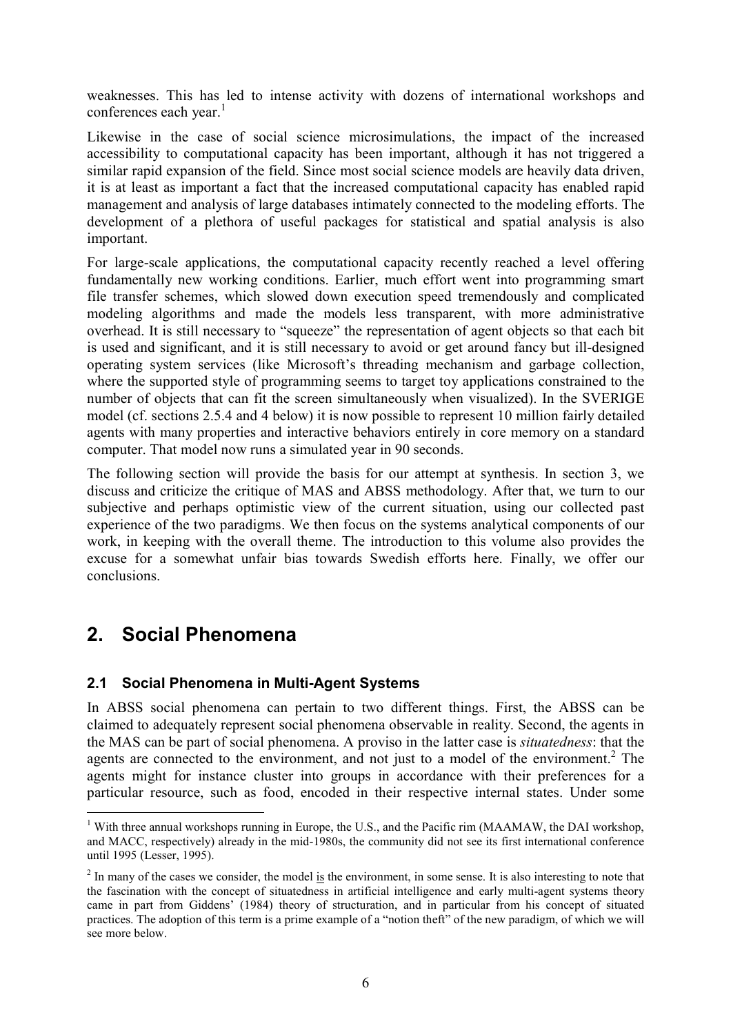weaknesses. This has led to intense activity with dozens of international workshops and conferences each year.[1]

Likewise in the case of social science microsimulations, the impact of the increased accessibility to computational capacity has been important, although it has not triggered a similar rapid expansion of the field. Since most social science models are heavily data driven, it is at least as important a fact that the increased computational capacity has enabled rapid management and analysis of large databases intimately connected to the modeling efforts. The development of a plethora of useful packages for statistical and spatial analysis is also important.

For large-scale applications, the computational capacity recently reached a level offering fundamentally new working conditions. Earlier, much effort went into programming smart file transfer schemes, which slowed down execution speed tremendously and complicated modeling algorithms and made the models less transparent, with more administrative overhead. It is still necessary to "squeeze" the representation of agent objects so that each bit is used and significant, and it is still necessary to avoid or get around fancy but ill-designed operating system services (like Microsoft's threading mechanism and garbage collection, where the supported style of programming seems to target toy applications constrained to the number of objects that can fit the screen simultaneously when visualized). In the SVERIGE model (cf. sections 2.5.4 and 4 below) it is now possible to represent 10 million fairly detailed agents with many properties and interactive behaviors entirely in core memory on a standard computer. That model now runs a simulated year in 90 seconds.

The following section will provide the basis for our attempt at synthesis. In section 3, we discuss and criticize the critique of MAS and ABSS methodology. After that, we turn to our subjective and perhaps optimistic view of the current situation, using our collected past experience of the two paradigms. We then focus on the systems analytical components of our work, in keeping with the overall theme. The introduction to this volume also provides the excuse for a somewhat unfair bias towards Swedish efforts here. Finally, we offer our conclusions.

## 2. Social Phenomena

### 2.1 Social Phenomena in Multi-Agent Systems

In ABSS social phenomena can pertain to two different things. First, the ABSS can be claimed to adequately represent social phenomena observable in reality. Second, the agents in the MAS can be part of social phenomena. A proviso in the latter case is *situatedness*: that the agents are connected to the environment, and not just to a model of the environment.[2] The agents might for instance cluster into groups in accordance with their preferences for a particular resource, such as food, encoded in their respective internal states. Under some

---

[1] With three annual workshops running in Europe, the U.S., and the Pacific rim (MAAMAW, the DAI workshop, and MACC, respectively) already in the mid-1980s, the community did not see its first international conference until 1995 (Lesser, 1995).

[2] In many of the cases we consider, the model is the environment, in some sense. It is also interesting to note that the fascination with the concept of situatedness in artificial intelligence and early multi-agent systems theory came in part from Giddens' (1984) theory of structuration, and in particular from his concept of situated practices. The adoption of this term is a prime example of a "notion theft" of the new paradigm, of which we will see more below.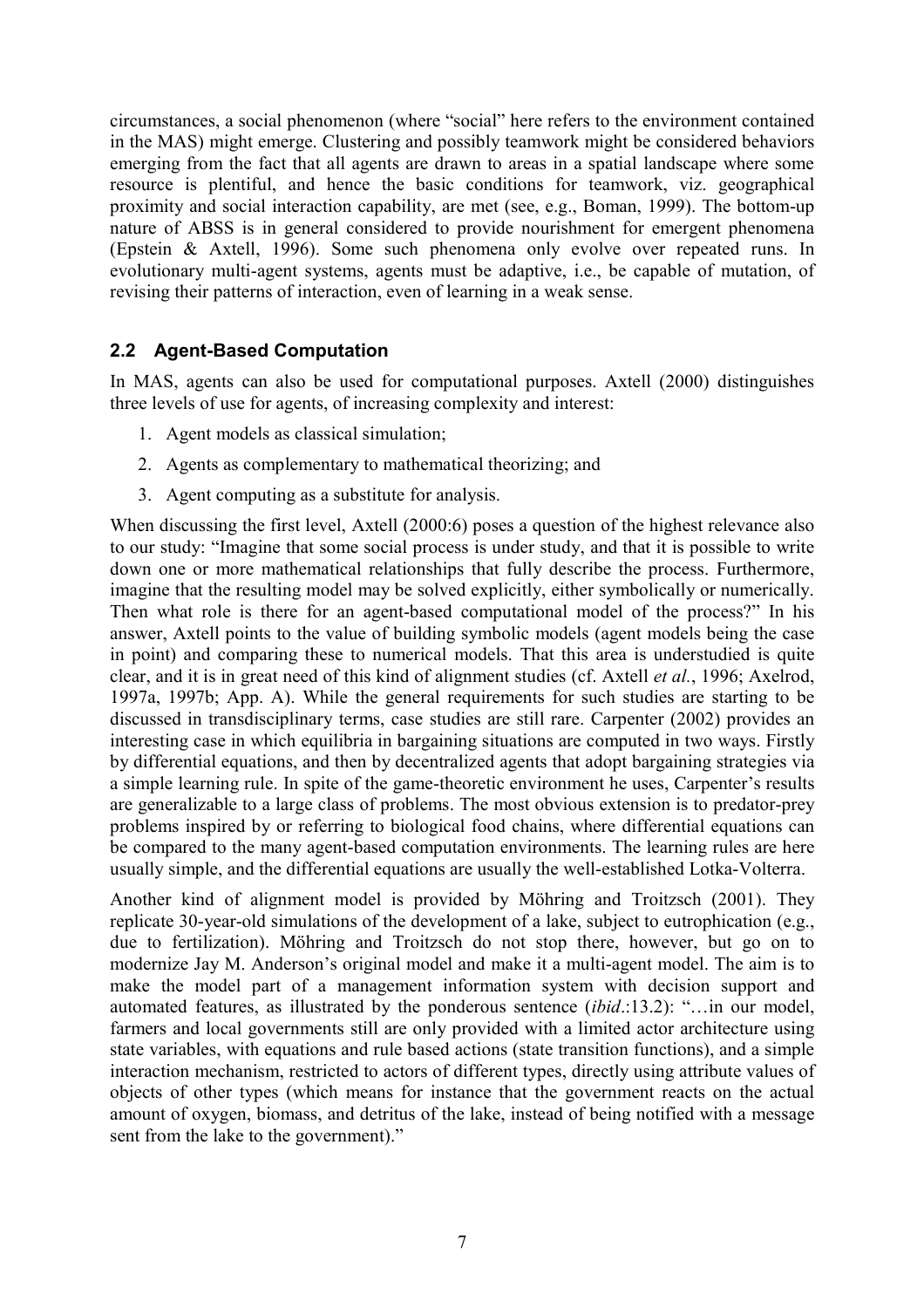circumstances, a social phenomenon (where "social" here refers to the environment contained in the MAS) might emerge. Clustering and possibly teamwork might be considered behaviors emerging from the fact that all agents are drawn to areas in a spatial landscape where some resource is plentiful, and hence the basic conditions for teamwork, viz. geographical proximity and social interaction capability, are met (see, e.g., Boman, 1999). The bottom-up nature of ABSS is in general considered to provide nourishment for emergent phenomena (Epstein & Axtell, 1996). Some such phenomena only evolve over repeated runs. In evolutionary multi-agent systems, agents must be adaptive, i.e., be capable of mutation, of revising their patterns of interaction, even of learning in a weak sense.

## 2.2 Agent-Based Computation

In MAS, agents can also be used for computational purposes. Axtell (2000) distinguishes three levels of use for agents, of increasing complexity and interest:

1. Agent models as classical simulation;
2. Agents as complementary to mathematical theorizing; and
3. Agent computing as a substitute for analysis.

When discussing the first level, Axtell (2000:6) poses a question of the highest relevance also to our study: "Imagine that some social process is under study, and that it is possible to write down one or more mathematical relationships that fully describe the process. Furthermore, imagine that the resulting model may be solved explicitly, either symbolically or numerically. Then what role is there for an agent-based computational model of the process?" In his answer, Axtell points to the value of building symbolic models (agent models being the case in point) and comparing these to numerical models. That this area is understudied is quite clear, and it is in great need of this kind of alignment studies (cf. Axtell *et al.*, 1996; Axelrod, 1997a, 1997b; App. A). While the general requirements for such studies are starting to be discussed in transdisciplinary terms, case studies are still rare. Carpenter (2002) provides an interesting case in which equilibria in bargaining situations are computed in two ways. Firstly by differential equations, and then by decentralized agents that adopt bargaining strategies via a simple learning rule. In spite of the game-theoretic environment he uses, Carpenter's results are generalizable to a large class of problems. The most obvious extension is to predator-prey problems inspired by or referring to biological food chains, where differential equations can be compared to the many agent-based computation environments. The learning rules are here usually simple, and the differential equations are usually the well-established Lotka-Volterra.

Another kind of alignment model is provided by Möhring and Troitzsch (2001). They replicate 30-year-old simulations of the development of a lake, subject to eutrophication (e.g., due to fertilization). Möhring and Troitzsch do not stop there, however, but go on to modernize Jay M. Anderson's original model and make it a multi-agent model. The aim is to make the model part of a management information system with decision support and automated features, as illustrated by the ponderous sentence (*ibid*.:13.2): "…in our model, farmers and local governments still are only provided with a limited actor architecture using state variables, with equations and rule based actions (state transition functions), and a simple interaction mechanism, restricted to actors of different types, directly using attribute values of objects of other types (which means for instance that the government reacts on the actual amount of oxygen, biomass, and detritus of the lake, instead of being notified with a message sent from the lake to the government)."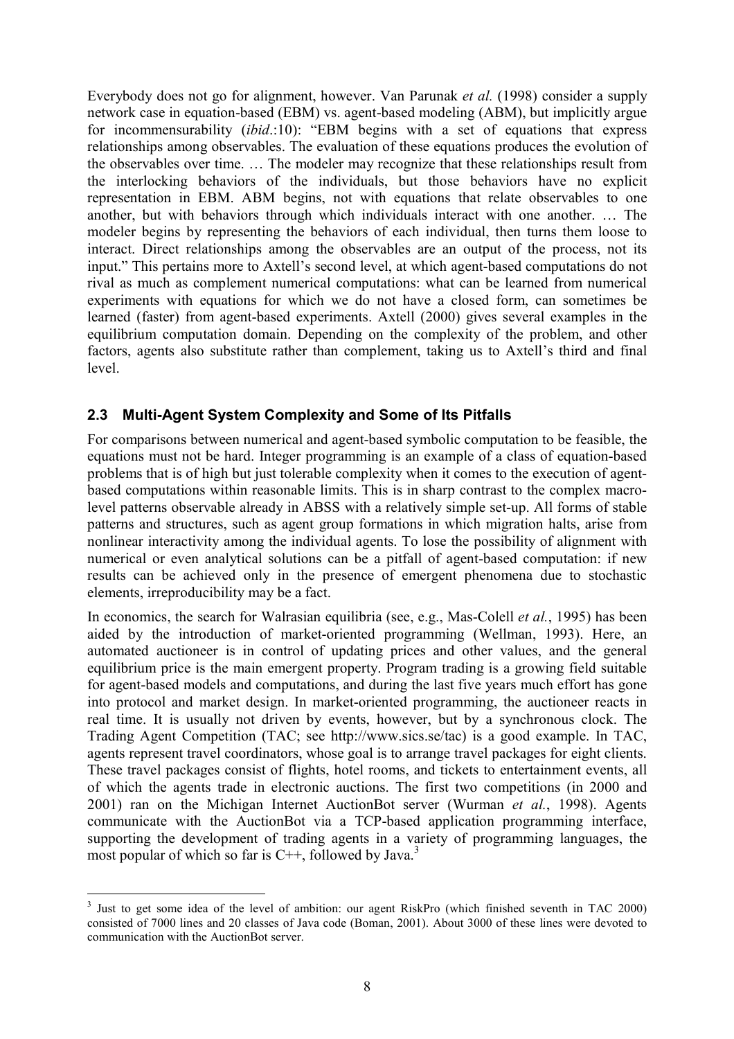Everybody does not go for alignment, however. Van Parunak *et al.* (1998) consider a supply network case in equation-based (EBM) vs. agent-based modeling (ABM), but implicitly argue for incommensurability (*ibid*.:10): "EBM begins with a set of equations that express relationships among observables. The evaluation of these equations produces the evolution of the observables over time. … The modeler may recognize that these relationships result from the interlocking behaviors of the individuals, but those behaviors have no explicit representation in EBM. ABM begins, not with equations that relate observables to one another, but with behaviors through which individuals interact with one another. … The modeler begins by representing the behaviors of each individual, then turns them loose to interact. Direct relationships among the observables are an output of the process, not its input." This pertains more to Axtell's second level, at which agent-based computations do not rival as much as complement numerical computations: what can be learned from numerical experiments with equations for which we do not have a closed form, can sometimes be learned (faster) from agent-based experiments. Axtell (2000) gives several examples in the equilibrium computation domain. Depending on the complexity of the problem, and other factors, agents also substitute rather than complement, taking us to Axtell's third and final level.

### 2.3 Multi-Agent System Complexity and Some of Its Pitfalls

For comparisons between numerical and agent-based symbolic computation to be feasible, the equations must not be hard. Integer programming is an example of a class of equation-based problems that is of high but just tolerable complexity when it comes to the execution of agent-based computations within reasonable limits. This is in sharp contrast to the complex macro-level patterns observable already in ABSS with a relatively simple set-up. All forms of stable patterns and structures, such as agent group formations in which migration halts, arise from nonlinear interactivity among the individual agents. To lose the possibility of alignment with numerical or even analytical solutions can be a pitfall of agent-based computation: if new results can be achieved only in the presence of emergent phenomena due to stochastic elements, irreproducibility may be a fact.

In economics, the search for Walrasian equilibria (see, e.g., Mas-Colell *et al.*, 1995) has been aided by the introduction of market-oriented programming (Wellman, 1993). Here, an automated auctioneer is in control of updating prices and other values, and the general equilibrium price is the main emergent property. Program trading is a growing field suitable for agent-based models and computations, and during the last five years much effort has gone into protocol and market design. In market-oriented programming, the auctioneer reacts in real time. It is usually not driven by events, however, but by a synchronous clock. The Trading Agent Competition (TAC; see http://www.sics.se/tac) is a good example. In TAC, agents represent travel coordinators, whose goal is to arrange travel packages for eight clients. These travel packages consist of flights, hotel rooms, and tickets to entertainment events, all of which the agents trade in electronic auctions. The first two competitions (in 2000 and 2001) ran on the Michigan Internet AuctionBot server (Wurman *et al.*, 1998). Agents communicate with the AuctionBot via a TCP-based application programming interface, supporting the development of trading agents in a variety of programming languages, the most popular of which so far is C++, followed by Java.[3]

---

[3] Just to get some idea of the level of ambition: our agent RiskPro (which finished seventh in TAC 2000) consisted of 7000 lines and 20 classes of Java code (Boman, 2001). About 3000 of these lines were devoted to communication with the AuctionBot server.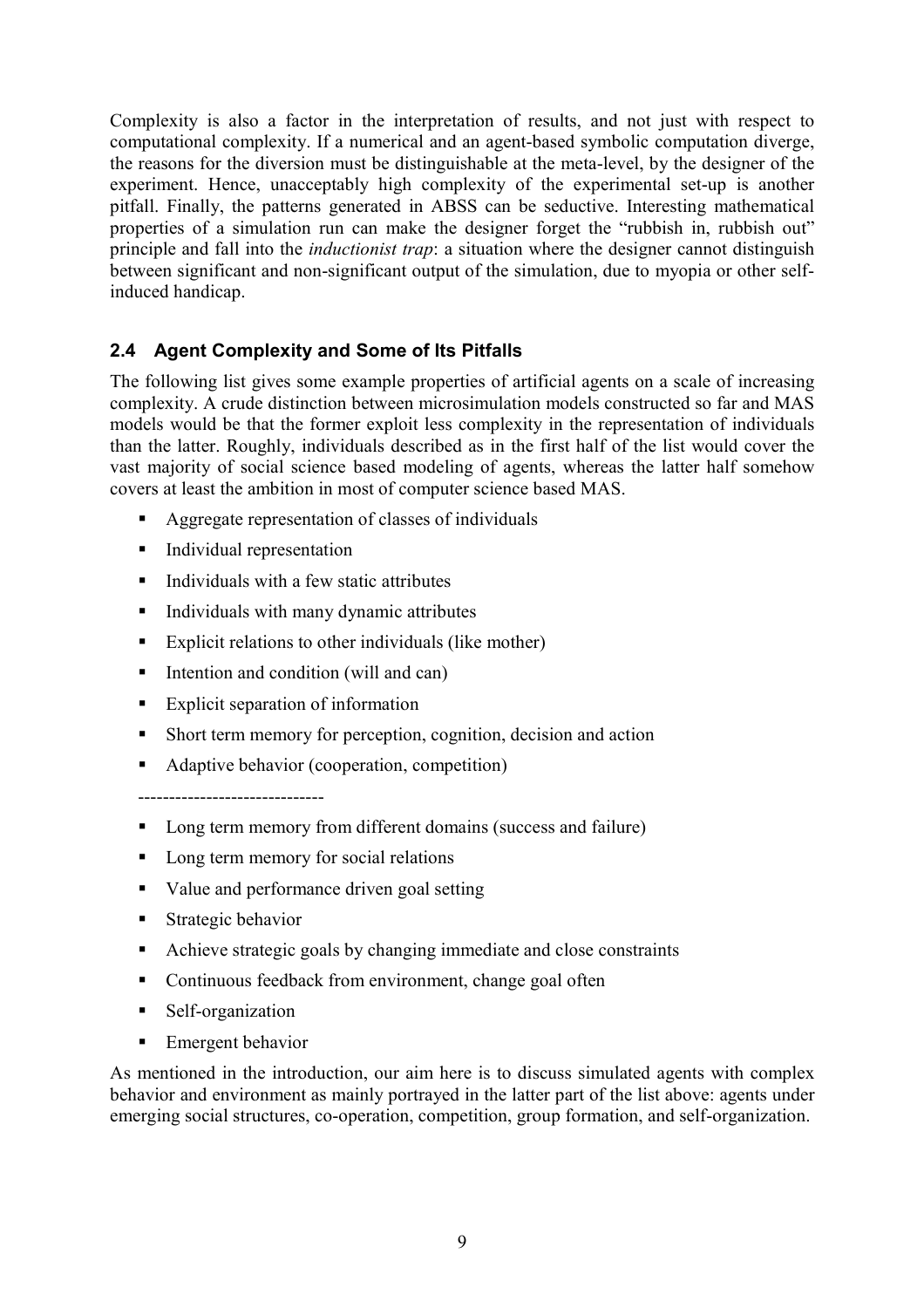Complexity is also a factor in the interpretation of results, and not just with respect to computational complexity. If a numerical and an agent-based symbolic computation diverge, the reasons for the diversion must be distinguishable at the meta-level, by the designer of the experiment. Hence, unacceptably high complexity of the experimental set-up is another pitfall. Finally, the patterns generated in ABSS can be seductive. Interesting mathematical properties of a simulation run can make the designer forget the "rubbish in, rubbish out" principle and fall into the *inductionist trap*: a situation where the designer cannot distinguish between significant and non-significant output of the simulation, due to myopia or other self-induced handicap.

## 2.4 Agent Complexity and Some of Its Pitfalls

The following list gives some example properties of artificial agents on a scale of increasing complexity. A crude distinction between microsimulation models constructed so far and MAS models would be that the former exploit less complexity in the representation of individuals than the latter. Roughly, individuals described as in the first half of the list would cover the vast majority of social science based modeling of agents, whereas the latter half somehow covers at least the ambition in most of computer science based MAS.

- Aggregate representation of classes of individuals
- Individual representation
- Individuals with a few static attributes
- Individuals with many dynamic attributes
- Explicit relations to other individuals (like mother)
- Intention and condition (will and can)
- Explicit separation of information
- Short term memory for perception, cognition, decision and action
- Adaptive behavior (cooperation, competition)

------------------------------

- Long term memory from different domains (success and failure)
- Long term memory for social relations
- Value and performance driven goal setting
- Strategic behavior
- Achieve strategic goals by changing immediate and close constraints
- Continuous feedback from environment, change goal often
- Self-organization
- Emergent behavior

As mentioned in the introduction, our aim here is to discuss simulated agents with complex behavior and environment as mainly portrayed in the latter part of the list above: agents under emerging social structures, co-operation, competition, group formation, and self-organization.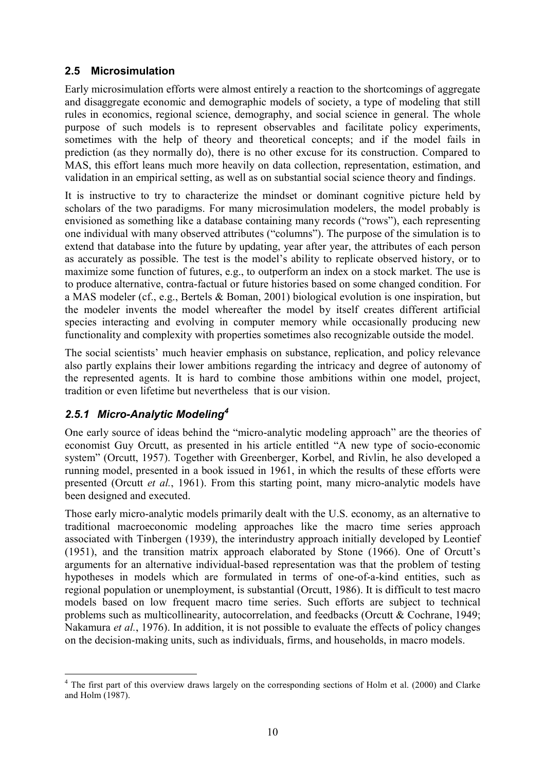## 2.5 Microsimulation

Early microsimulation efforts were almost entirely a reaction to the shortcomings of aggregate and disaggregate economic and demographic models of society, a type of modeling that still rules in economics, regional science, demography, and social science in general. The whole purpose of such models is to represent observables and facilitate policy experiments, sometimes with the help of theory and theoretical concepts; and if the model fails in prediction (as they normally do), there is no other excuse for its construction. Compared to MAS, this effort leans much more heavily on data collection, representation, estimation, and validation in an empirical setting, as well as on substantial social science theory and findings.

It is instructive to try to characterize the mindset or dominant cognitive picture held by scholars of the two paradigms. For many microsimulation modelers, the model probably is envisioned as something like a database containing many records ("rows"), each representing one individual with many observed attributes ("columns"). The purpose of the simulation is to extend that database into the future by updating, year after year, the attributes of each person as accurately as possible. The test is the model's ability to replicate observed history, or to maximize some function of futures, e.g., to outperform an index on a stock market. The use is to produce alternative, contra-factual or future histories based on some changed condition. For a MAS modeler (cf., e.g., Bertels & Boman, 2001) biological evolution is one inspiration, but the modeler invents the model whereafter the model by itself creates different artificial species interacting and evolving in computer memory while occasionally producing new functionality and complexity with properties sometimes also recognizable outside the model.

The social scientists' much heavier emphasis on substance, replication, and policy relevance also partly explains their lower ambitions regarding the intricacy and degree of autonomy of the represented agents. It is hard to combine those ambitions within one model, project, tradition or even lifetime but nevertheless that is our vision.

### *2.5.1 Micro-Analytic Modeling*[4]

One early source of ideas behind the "micro-analytic modeling approach" are the theories of economist Guy Orcutt, as presented in his article entitled "A new type of socio-economic system" (Orcutt, 1957). Together with Greenberger, Korbel, and Rivlin, he also developed a running model, presented in a book issued in 1961, in which the results of these efforts were presented (Orcutt *et al.*, 1961). From this starting point, many micro-analytic models have been designed and executed.

Those early micro-analytic models primarily dealt with the U.S. economy, as an alternative to traditional macroeconomic modeling approaches like the macro time series approach associated with Tinbergen (1939), the interindustry approach initially developed by Leontief (1951), and the transition matrix approach elaborated by Stone (1966). One of Orcutt's arguments for an alternative individual-based representation was that the problem of testing hypotheses in models which are formulated in terms of one-of-a-kind entities, such as regional population or unemployment, is substantial (Orcutt, 1986). It is difficult to test macro models based on low frequent macro time series. Such efforts are subject to technical problems such as multicollinearity, autocorrelation, and feedbacks (Orcutt & Cochrane, 1949; Nakamura *et al.*, 1976). In addition, it is not possible to evaluate the effects of policy changes on the decision-making units, such as individuals, firms, and households, in macro models.

[4] The first part of this overview draws largely on the corresponding sections of Holm et al. (2000) and Clarke and Holm (1987).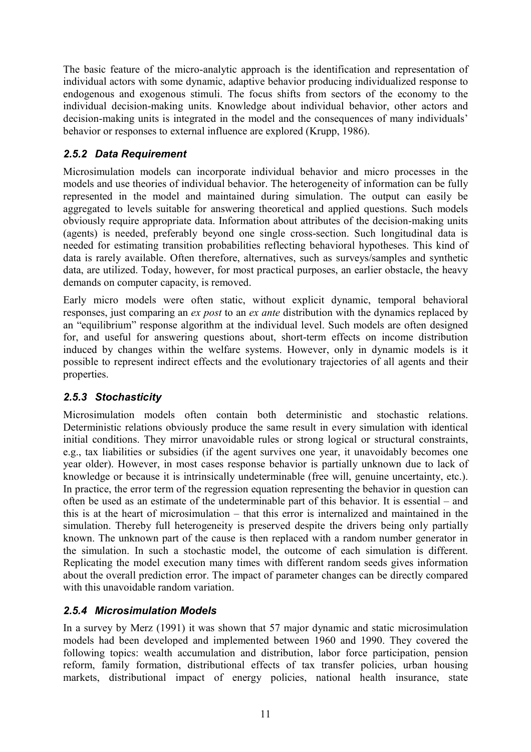The basic feature of the micro-analytic approach is the identification and representation of individual actors with some dynamic, adaptive behavior producing individualized response to endogenous and exogenous stimuli. The focus shifts from sectors of the economy to the individual decision-making units. Knowledge about individual behavior, other actors and decision-making units is integrated in the model and the consequences of many individuals' behavior or responses to external influence are explored (Krupp, 1986).

### *2.5.2 Data Requirement*

Microsimulation models can incorporate individual behavior and micro processes in the models and use theories of individual behavior. The heterogeneity of information can be fully represented in the model and maintained during simulation. The output can easily be aggregated to levels suitable for answering theoretical and applied questions. Such models obviously require appropriate data. Information about attributes of the decision-making units (agents) is needed, preferably beyond one single cross-section. Such longitudinal data is needed for estimating transition probabilities reflecting behavioral hypotheses. This kind of data is rarely available. Often therefore, alternatives, such as surveys/samples and synthetic data, are utilized. Today, however, for most practical purposes, an earlier obstacle, the heavy demands on computer capacity, is removed.

Early micro models were often static, without explicit dynamic, temporal behavioral responses, just comparing an *ex post* to an *ex ante* distribution with the dynamics replaced by an "equilibrium" response algorithm at the individual level. Such models are often designed for, and useful for answering questions about, short-term effects on income distribution induced by changes within the welfare systems. However, only in dynamic models is it possible to represent indirect effects and the evolutionary trajectories of all agents and their properties.

### *2.5.3 Stochasticity*

Microsimulation models often contain both deterministic and stochastic relations. Deterministic relations obviously produce the same result in every simulation with identical initial conditions. They mirror unavoidable rules or strong logical or structural constraints, e.g., tax liabilities or subsidies (if the agent survives one year, it unavoidably becomes one year older). However, in most cases response behavior is partially unknown due to lack of knowledge or because it is intrinsically undeterminable (free will, genuine uncertainty, etc.). In practice, the error term of the regression equation representing the behavior in question can often be used as an estimate of the undeterminable part of this behavior. It is essential – and this is at the heart of microsimulation – that this error is internalized and maintained in the simulation. Thereby full heterogeneity is preserved despite the drivers being only partially known. The unknown part of the cause is then replaced with a random number generator in the simulation. In such a stochastic model, the outcome of each simulation is different. Replicating the model execution many times with different random seeds gives information about the overall prediction error. The impact of parameter changes can be directly compared with this unavoidable random variation.

### *2.5.4 Microsimulation Models*

In a survey by Merz (1991) it was shown that 57 major dynamic and static microsimulation models had been developed and implemented between 1960 and 1990. They covered the following topics: wealth accumulation and distribution, labor force participation, pension reform, family formation, distributional effects of tax transfer policies, urban housing markets, distributional impact of energy policies, national health insurance, state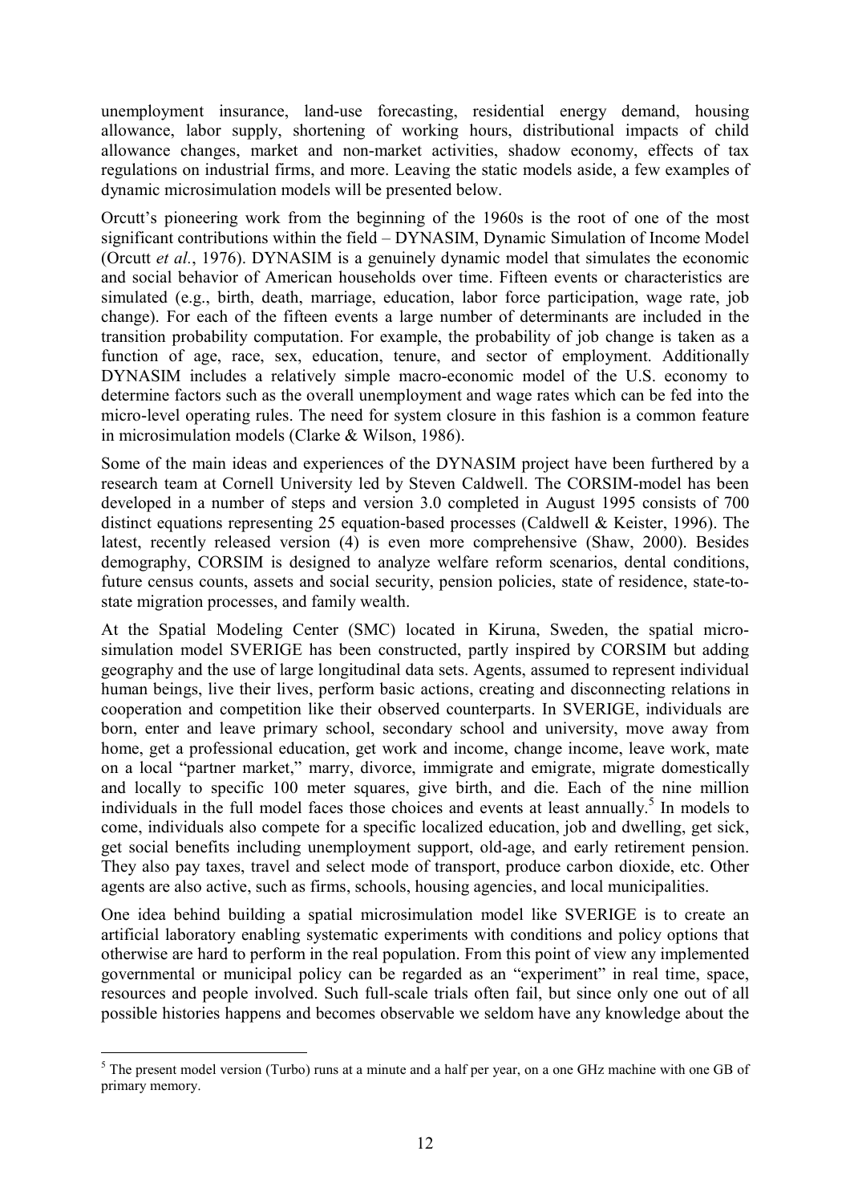unemployment insurance, land-use forecasting, residential energy demand, housing allowance, labor supply, shortening of working hours, distributional impacts of child allowance changes, market and non-market activities, shadow economy, effects of tax regulations on industrial firms, and more. Leaving the static models aside, a few examples of dynamic microsimulation models will be presented below.

Orcutt's pioneering work from the beginning of the 1960s is the root of one of the most significant contributions within the field – DYNASIM, Dynamic Simulation of Income Model (Orcutt *et al.*, 1976). DYNASIM is a genuinely dynamic model that simulates the economic and social behavior of American households over time. Fifteen events or characteristics are simulated (e.g., birth, death, marriage, education, labor force participation, wage rate, job change). For each of the fifteen events a large number of determinants are included in the transition probability computation. For example, the probability of job change is taken as a function of age, race, sex, education, tenure, and sector of employment. Additionally DYNASIM includes a relatively simple macro-economic model of the U.S. economy to determine factors such as the overall unemployment and wage rates which can be fed into the micro-level operating rules. The need for system closure in this fashion is a common feature in microsimulation models (Clarke & Wilson, 1986).

Some of the main ideas and experiences of the DYNASIM project have been furthered by a research team at Cornell University led by Steven Caldwell. The CORSIM-model has been developed in a number of steps and version 3.0 completed in August 1995 consists of 700 distinct equations representing 25 equation-based processes (Caldwell & Keister, 1996). The latest, recently released version (4) is even more comprehensive (Shaw, 2000). Besides demography, CORSIM is designed to analyze welfare reform scenarios, dental conditions, future census counts, assets and social security, pension policies, state of residence, state-to-state migration processes, and family wealth.

At the Spatial Modeling Center (SMC) located in Kiruna, Sweden, the spatial micro-simulation model SVERIGE has been constructed, partly inspired by CORSIM but adding geography and the use of large longitudinal data sets. Agents, assumed to represent individual human beings, live their lives, perform basic actions, creating and disconnecting relations in cooperation and competition like their observed counterparts. In SVERIGE, individuals are born, enter and leave primary school, secondary school and university, move away from home, get a professional education, get work and income, change income, leave work, mate on a local "partner market," marry, divorce, immigrate and emigrate, migrate domestically and locally to specific 100 meter squares, give birth, and die. Each of the nine million individuals in the full model faces those choices and events at least annually.[5] In models to come, individuals also compete for a specific localized education, job and dwelling, get sick, get social benefits including unemployment support, old-age, and early retirement pension. They also pay taxes, travel and select mode of transport, produce carbon dioxide, etc. Other agents are also active, such as firms, schools, housing agencies, and local municipalities.

One idea behind building a spatial microsimulation model like SVERIGE is to create an artificial laboratory enabling systematic experiments with conditions and policy options that otherwise are hard to perform in the real population. From this point of view any implemented governmental or municipal policy can be regarded as an "experiment" in real time, space, resources and people involved. Such full-scale trials often fail, but since only one out of all possible histories happens and becomes observable we seldom have any knowledge about the

[5] The present model version (Turbo) runs at a minute and a half per year, on a one GHz machine with one GB of primary memory.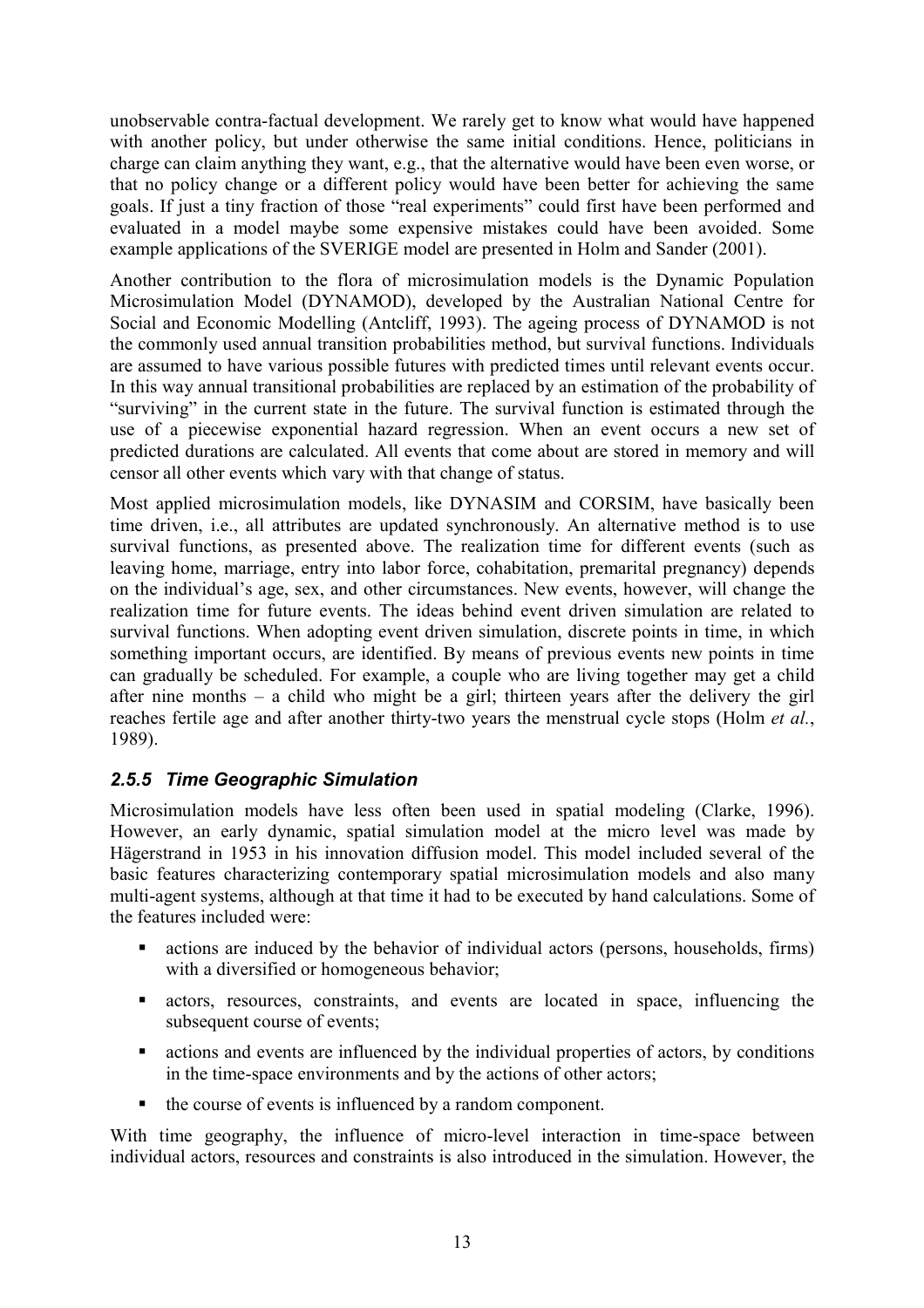unobservable contra-factual development. We rarely get to know what would have happened with another policy, but under otherwise the same initial conditions. Hence, politicians in charge can claim anything they want, e.g., that the alternative would have been even worse, or that no policy change or a different policy would have been better for achieving the same goals. If just a tiny fraction of those "real experiments" could first have been performed and evaluated in a model maybe some expensive mistakes could have been avoided. Some example applications of the SVERIGE model are presented in Holm and Sander (2001).

Another contribution to the flora of microsimulation models is the Dynamic Population Microsimulation Model (DYNAMOD), developed by the Australian National Centre for Social and Economic Modelling (Antcliff, 1993). The ageing process of DYNAMOD is not the commonly used annual transition probabilities method, but survival functions. Individuals are assumed to have various possible futures with predicted times until relevant events occur. In this way annual transitional probabilities are replaced by an estimation of the probability of "surviving" in the current state in the future. The survival function is estimated through the use of a piecewise exponential hazard regression. When an event occurs a new set of predicted durations are calculated. All events that come about are stored in memory and will censor all other events which vary with that change of status.

Most applied microsimulation models, like DYNASIM and CORSIM, have basically been time driven, i.e., all attributes are updated synchronously. An alternative method is to use survival functions, as presented above. The realization time for different events (such as leaving home, marriage, entry into labor force, cohabitation, premarital pregnancy) depends on the individual's age, sex, and other circumstances. New events, however, will change the realization time for future events. The ideas behind event driven simulation are related to survival functions. When adopting event driven simulation, discrete points in time, in which something important occurs, are identified. By means of previous events new points in time can gradually be scheduled. For example, a couple who are living together may get a child after nine months – a child who might be a girl; thirteen years after the delivery the girl reaches fertile age and after another thirty-two years the menstrual cycle stops (Holm *et al.*, 1989).

### *2.5.5 Time Geographic Simulation*

Microsimulation models have less often been used in spatial modeling (Clarke, 1996). However, an early dynamic, spatial simulation model at the micro level was made by Hägerstrand in 1953 in his innovation diffusion model. This model included several of the basic features characterizing contemporary spatial microsimulation models and also many multi-agent systems, although at that time it had to be executed by hand calculations. Some of the features included were:

- actions are induced by the behavior of individual actors (persons, households, firms) with a diversified or homogeneous behavior;
- actors, resources, constraints, and events are located in space, influencing the subsequent course of events;
- actions and events are influenced by the individual properties of actors, by conditions in the time-space environments and by the actions of other actors;
- the course of events is influenced by a random component.

With time geography, the influence of micro-level interaction in time-space between individual actors, resources and constraints is also introduced in the simulation. However, the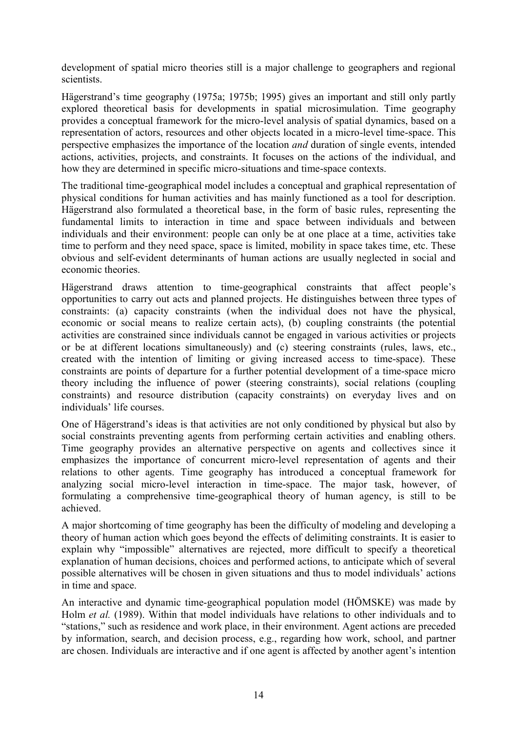development of spatial micro theories still is a major challenge to geographers and regional scientists.

Hägerstrand's time geography (1975a; 1975b; 1995) gives an important and still only partly explored theoretical basis for developments in spatial microsimulation. Time geography provides a conceptual framework for the micro-level analysis of spatial dynamics, based on a representation of actors, resources and other objects located in a micro-level time-space. This perspective emphasizes the importance of the location *and* duration of single events, intended actions, activities, projects, and constraints. It focuses on the actions of the individual, and how they are determined in specific micro-situations and time-space contexts.

The traditional time-geographical model includes a conceptual and graphical representation of physical conditions for human activities and has mainly functioned as a tool for description. Hägerstrand also formulated a theoretical base, in the form of basic rules, representing the fundamental limits to interaction in time and space between individuals and between individuals and their environment: people can only be at one place at a time, activities take time to perform and they need space, space is limited, mobility in space takes time, etc. These obvious and self-evident determinants of human actions are usually neglected in social and economic theories.

Hägerstrand draws attention to time-geographical constraints that affect people's opportunities to carry out acts and planned projects. He distinguishes between three types of constraints: (a) capacity constraints (when the individual does not have the physical, economic or social means to realize certain acts), (b) coupling constraints (the potential activities are constrained since individuals cannot be engaged in various activities or projects or be at different locations simultaneously) and (c) steering constraints (rules, laws, etc., created with the intention of limiting or giving increased access to time-space). These constraints are points of departure for a further potential development of a time-space micro theory including the influence of power (steering constraints), social relations (coupling constraints) and resource distribution (capacity constraints) on everyday lives and on individuals' life courses.

One of Hägerstrand's ideas is that activities are not only conditioned by physical but also by social constraints preventing agents from performing certain activities and enabling others. Time geography provides an alternative perspective on agents and collectives since it emphasizes the importance of concurrent micro-level representation of agents and their relations to other agents. Time geography has introduced a conceptual framework for analyzing social micro-level interaction in time-space. The major task, however, of formulating a comprehensive time-geographical theory of human agency, is still to be achieved.

A major shortcoming of time geography has been the difficulty of modeling and developing a theory of human action which goes beyond the effects of delimiting constraints. It is easier to explain why "impossible" alternatives are rejected, more difficult to specify a theoretical explanation of human decisions, choices and performed actions, to anticipate which of several possible alternatives will be chosen in given situations and thus to model individuals' actions in time and space.

An interactive and dynamic time-geographical population model (HÖMSKE) was made by Holm *et al.* (1989). Within that model individuals have relations to other individuals and to "stations," such as residence and work place, in their environment. Agent actions are preceded by information, search, and decision process, e.g., regarding how work, school, and partner are chosen. Individuals are interactive and if one agent is affected by another agent's intention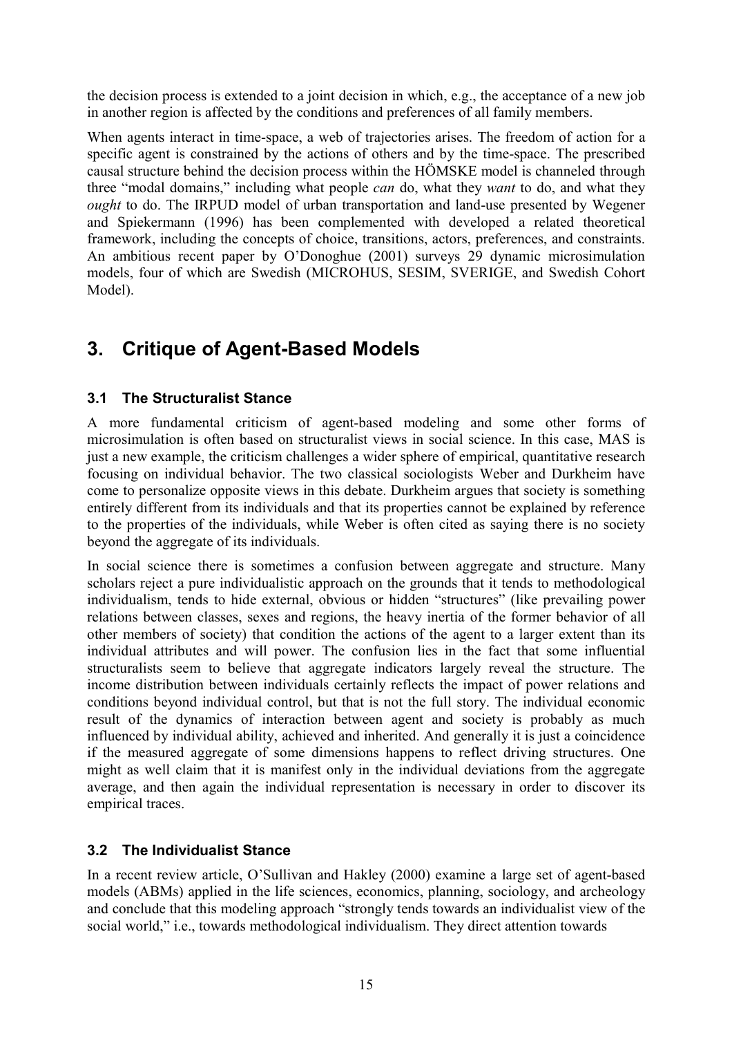the decision process is extended to a joint decision in which, e.g., the acceptance of a new job in another region is affected by the conditions and preferences of all family members.

When agents interact in time-space, a web of trajectories arises. The freedom of action for a specific agent is constrained by the actions of others and by the time-space. The prescribed causal structure behind the decision process within the HÖMSKE model is channeled through three "modal domains," including what people *can* do, what they *want* to do, and what they *ought* to do. The IRPUD model of urban transportation and land-use presented by Wegener and Spiekermann (1996) has been complemented with developed a related theoretical framework, including the concepts of choice, transitions, actors, preferences, and constraints. An ambitious recent paper by O'Donoghue (2001) surveys 29 dynamic microsimulation models, four of which are Swedish (MICROHUS, SESIM, SVERIGE, and Swedish Cohort Model).

# 3. Critique of Agent-Based Models

## 3.1 The Structuralist Stance

A more fundamental criticism of agent-based modeling and some other forms of microsimulation is often based on structuralist views in social science. In this case, MAS is just a new example, the criticism challenges a wider sphere of empirical, quantitative research focusing on individual behavior. The two classical sociologists Weber and Durkheim have come to personalize opposite views in this debate. Durkheim argues that society is something entirely different from its individuals and that its properties cannot be explained by reference to the properties of the individuals, while Weber is often cited as saying there is no society beyond the aggregate of its individuals.

In social science there is sometimes a confusion between aggregate and structure. Many scholars reject a pure individualistic approach on the grounds that it tends to methodological individualism, tends to hide external, obvious or hidden "structures" (like prevailing power relations between classes, sexes and regions, the heavy inertia of the former behavior of all other members of society) that condition the actions of the agent to a larger extent than its individual attributes and will power. The confusion lies in the fact that some influential structuralists seem to believe that aggregate indicators largely reveal the structure. The income distribution between individuals certainly reflects the impact of power relations and conditions beyond individual control, but that is not the full story. The individual economic result of the dynamics of interaction between agent and society is probably as much influenced by individual ability, achieved and inherited. And generally it is just a coincidence if the measured aggregate of some dimensions happens to reflect driving structures. One might as well claim that it is manifest only in the individual deviations from the aggregate average, and then again the individual representation is necessary in order to discover its empirical traces.

## 3.2 The Individualist Stance

In a recent review article, O'Sullivan and Hakley (2000) examine a large set of agent-based models (ABMs) applied in the life sciences, economics, planning, sociology, and archeology and conclude that this modeling approach "strongly tends towards an individualist view of the social world," i.e., towards methodological individualism. They direct attention towards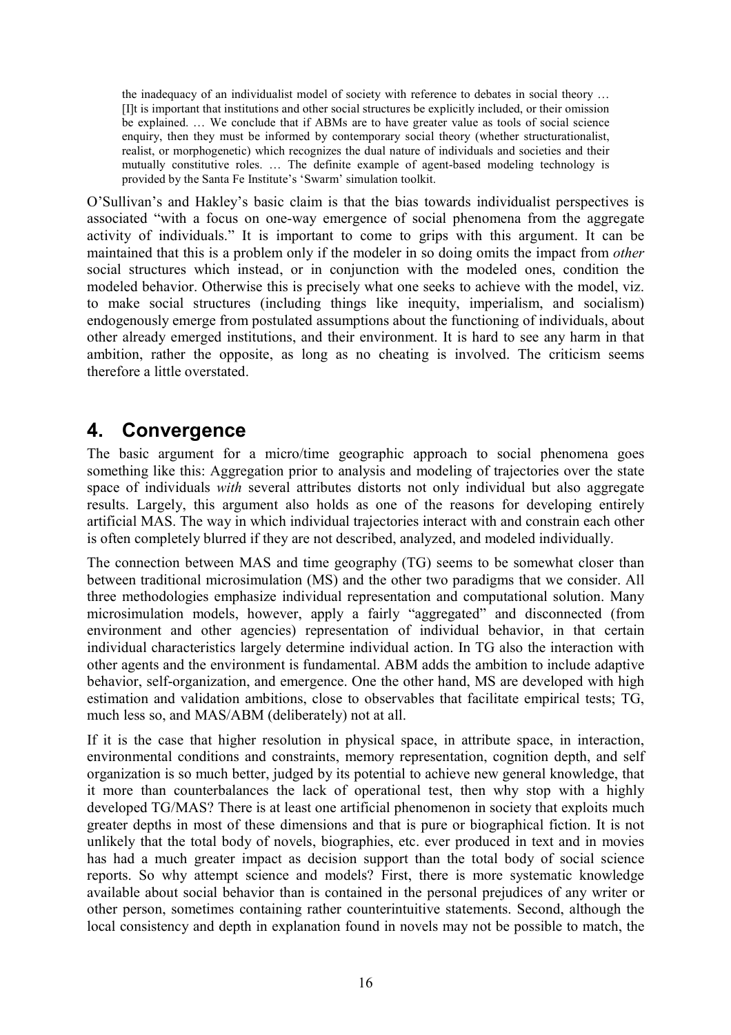> the inadequacy of an individualist model of society with reference to debates in social theory … [I]t is important that institutions and other social structures be explicitly included, or their omission be explained. … We conclude that if ABMs are to have greater value as tools of social science enquiry, then they must be informed by contemporary social theory (whether structurationalist, realist, or morphogenetic) which recognizes the dual nature of individuals and societies and their mutually constitutive roles. … The definite example of agent-based modeling technology is provided by the Santa Fe Institute's 'Swarm' simulation toolkit.

O'Sullivan's and Hakley's basic claim is that the bias towards individualist perspectives is associated "with a focus on one-way emergence of social phenomena from the aggregate activity of individuals." It is important to come to grips with this argument. It can be maintained that this is a problem only if the modeler in so doing omits the impact from *other* social structures which instead, or in conjunction with the modeled ones, condition the modeled behavior. Otherwise this is precisely what one seeks to achieve with the model, viz. to make social structures (including things like inequity, imperialism, and socialism) endogenously emerge from postulated assumptions about the functioning of individuals, about other already emerged institutions, and their environment. It is hard to see any harm in that ambition, rather the opposite, as long as no cheating is involved. The criticism seems therefore a little overstated.

## 4. Convergence

The basic argument for a micro/time geographic approach to social phenomena goes something like this: Aggregation prior to analysis and modeling of trajectories over the state space of individuals *with* several attributes distorts not only individual but also aggregate results. Largely, this argument also holds as one of the reasons for developing entirely artificial MAS. The way in which individual trajectories interact with and constrain each other is often completely blurred if they are not described, analyzed, and modeled individually.

The connection between MAS and time geography (TG) seems to be somewhat closer than between traditional microsimulation (MS) and the other two paradigms that we consider. All three methodologies emphasize individual representation and computational solution. Many microsimulation models, however, apply a fairly "aggregated" and disconnected (from environment and other agencies) representation of individual behavior, in that certain individual characteristics largely determine individual action. In TG also the interaction with other agents and the environment is fundamental. ABM adds the ambition to include adaptive behavior, self-organization, and emergence. One the other hand, MS are developed with high estimation and validation ambitions, close to observables that facilitate empirical tests; TG, much less so, and MAS/ABM (deliberately) not at all.

If it is the case that higher resolution in physical space, in attribute space, in interaction, environmental conditions and constraints, memory representation, cognition depth, and self organization is so much better, judged by its potential to achieve new general knowledge, that it more than counterbalances the lack of operational test, then why stop with a highly developed TG/MAS? There is at least one artificial phenomenon in society that exploits much greater depths in most of these dimensions and that is pure or biographical fiction. It is not unlikely that the total body of novels, biographies, etc. ever produced in text and in movies has had a much greater impact as decision support than the total body of social science reports. So why attempt science and models? First, there is more systematic knowledge available about social behavior than is contained in the personal prejudices of any writer or other person, sometimes containing rather counterintuitive statements. Second, although the local consistency and depth in explanation found in novels may not be possible to match, the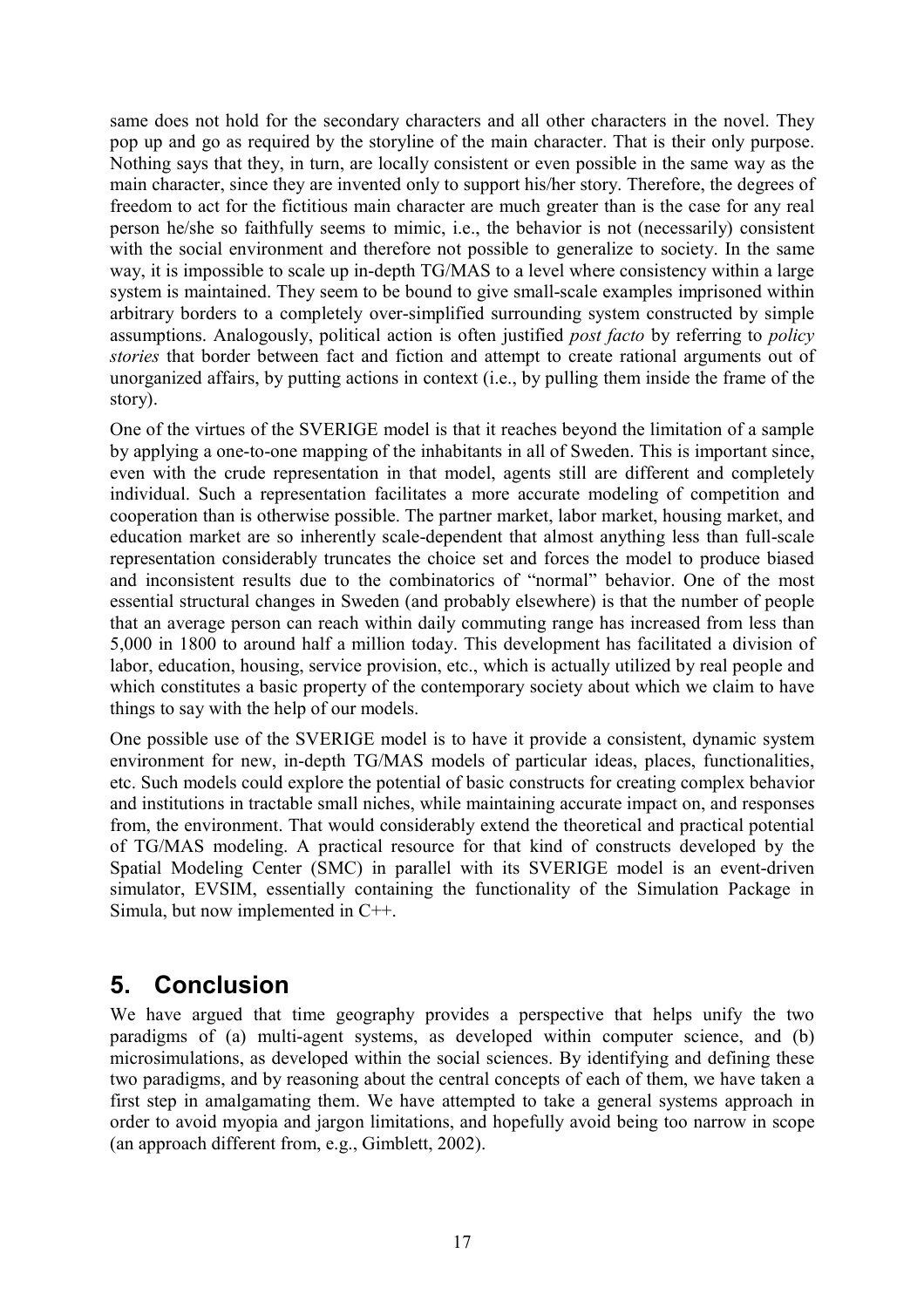same does not hold for the secondary characters and all other characters in the novel. They pop up and go as required by the storyline of the main character. That is their only purpose. Nothing says that they, in turn, are locally consistent or even possible in the same way as the main character, since they are invented only to support his/her story. Therefore, the degrees of freedom to act for the fictitious main character are much greater than is the case for any real person he/she so faithfully seems to mimic, i.e., the behavior is not (necessarily) consistent with the social environment and therefore not possible to generalize to society. In the same way, it is impossible to scale up in-depth TG/MAS to a level where consistency within a large system is maintained. They seem to be bound to give small-scale examples imprisoned within arbitrary borders to a completely over-simplified surrounding system constructed by simple assumptions. Analogously, political action is often justified *post facto* by referring to *policy stories* that border between fact and fiction and attempt to create rational arguments out of unorganized affairs, by putting actions in context (i.e., by pulling them inside the frame of the story).

One of the virtues of the SVERIGE model is that it reaches beyond the limitation of a sample by applying a one-to-one mapping of the inhabitants in all of Sweden. This is important since, even with the crude representation in that model, agents still are different and completely individual. Such a representation facilitates a more accurate modeling of competition and cooperation than is otherwise possible. The partner market, labor market, housing market, and education market are so inherently scale-dependent that almost anything less than full-scale representation considerably truncates the choice set and forces the model to produce biased and inconsistent results due to the combinatorics of "normal" behavior. One of the most essential structural changes in Sweden (and probably elsewhere) is that the number of people that an average person can reach within daily commuting range has increased from less than 5,000 in 1800 to around half a million today. This development has facilitated a division of labor, education, housing, service provision, etc., which is actually utilized by real people and which constitutes a basic property of the contemporary society about which we claim to have things to say with the help of our models.

One possible use of the SVERIGE model is to have it provide a consistent, dynamic system environment for new, in-depth TG/MAS models of particular ideas, places, functionalities, etc. Such models could explore the potential of basic constructs for creating complex behavior and institutions in tractable small niches, while maintaining accurate impact on, and responses from, the environment. That would considerably extend the theoretical and practical potential of TG/MAS modeling. A practical resource for that kind of constructs developed by the Spatial Modeling Center (SMC) in parallel with its SVERIGE model is an event-driven simulator, EVSIM, essentially containing the functionality of the Simulation Package in Simula, but now implemented in C++.

# 5. Conclusion

We have argued that time geography provides a perspective that helps unify the two paradigms of (a) multi-agent systems, as developed within computer science, and (b) microsimulations, as developed within the social sciences. By identifying and defining these two paradigms, and by reasoning about the central concepts of each of them, we have taken a first step in amalgamating them. We have attempted to take a general systems approach in order to avoid myopia and jargon limitations, and hopefully avoid being too narrow in scope (an approach different from, e.g., Gimblett, 2002).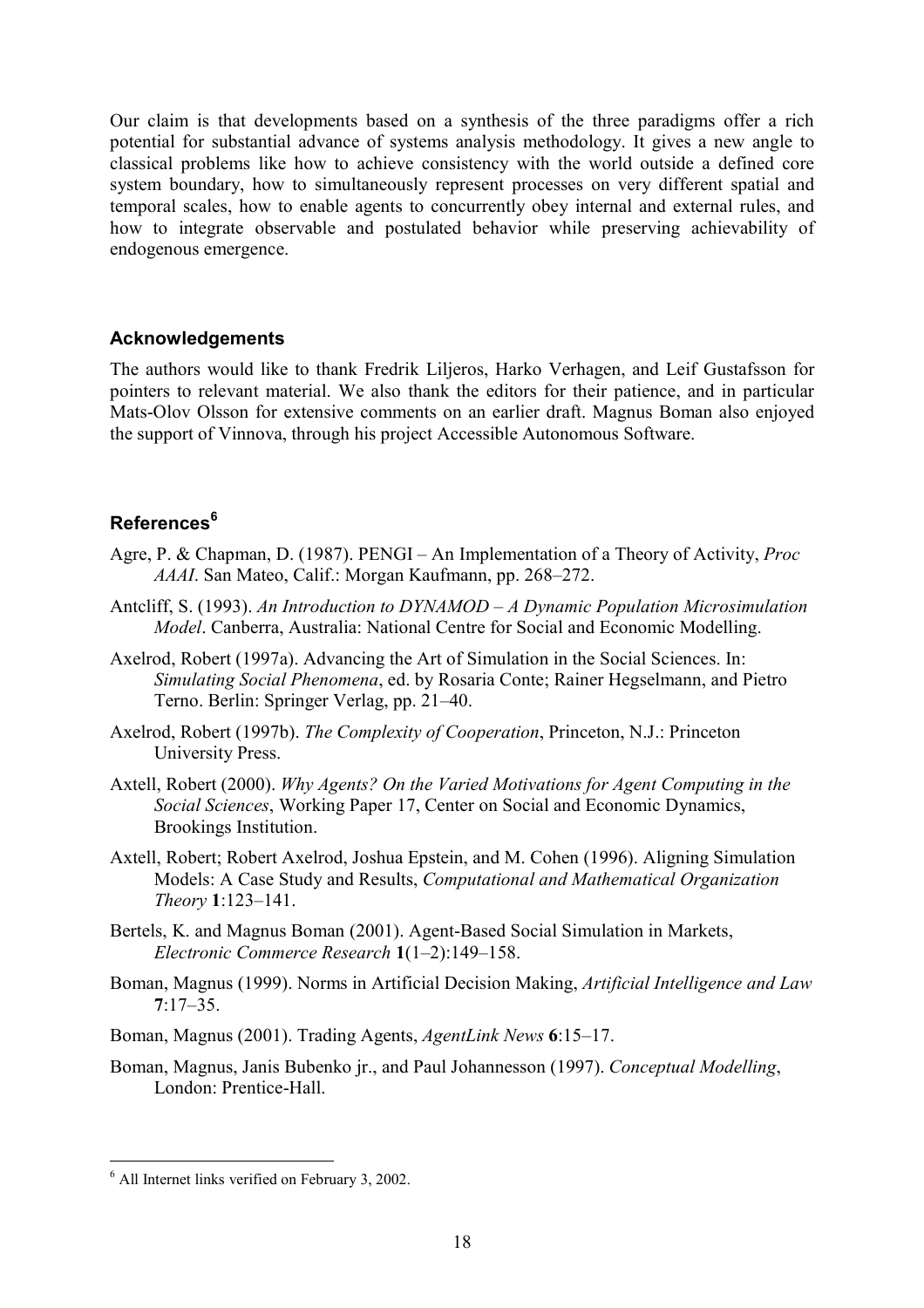Our claim is that developments based on a synthesis of the three paradigms offer a rich potential for substantial advance of systems analysis methodology. It gives a new angle to classical problems like how to achieve consistency with the world outside a defined core system boundary, how to simultaneously represent processes on very different spatial and temporal scales, how to enable agents to concurrently obey internal and external rules, and how to integrate observable and postulated behavior while preserving achievability of endogenous emergence.

## Acknowledgements

The authors would like to thank Fredrik Liljeros, Harko Verhagen, and Leif Gustafsson for pointers to relevant material. We also thank the editors for their patience, and in particular Mats-Olov Olsson for extensive comments on an earlier draft. Magnus Boman also enjoyed the support of Vinnova, through his project Accessible Autonomous Software.

## References[6]

Agre, P. & Chapman, D. (1987). PENGI – An Implementation of a Theory of Activity, *Proc AAAI*. San Mateo, Calif.: Morgan Kaufmann, pp. 268–272.

Antcliff, S. (1993). *An Introduction to DYNAMOD – A Dynamic Population Microsimulation Model*. Canberra, Australia: National Centre for Social and Economic Modelling.

Axelrod, Robert (1997a). Advancing the Art of Simulation in the Social Sciences. In: *Simulating Social Phenomena*, ed. by Rosaria Conte; Rainer Hegselmann, and Pietro Terno. Berlin: Springer Verlag, pp. 21–40.

Axelrod, Robert (1997b). *The Complexity of Cooperation*, Princeton, N.J.: Princeton University Press.

Axtell, Robert (2000). *Why Agents? On the Varied Motivations for Agent Computing in the Social Sciences*, Working Paper 17, Center on Social and Economic Dynamics, Brookings Institution.

Axtell, Robert; Robert Axelrod, Joshua Epstein, and M. Cohen (1996). Aligning Simulation Models: A Case Study and Results, *Computational and Mathematical Organization Theory* **1**:123–141.

Bertels, K. and Magnus Boman (2001). Agent-Based Social Simulation in Markets, *Electronic Commerce Research* **1**(1–2):149–158.

Boman, Magnus (1999). Norms in Artificial Decision Making, *Artificial Intelligence and Law* **7**:17–35.

Boman, Magnus (2001). Trading Agents, *AgentLink News* **6**:15–17.

Boman, Magnus, Janis Bubenko jr., and Paul Johannesson (1997). *Conceptual Modelling*, London: Prentice-Hall.

---

[6] All Internet links verified on February 3, 2002.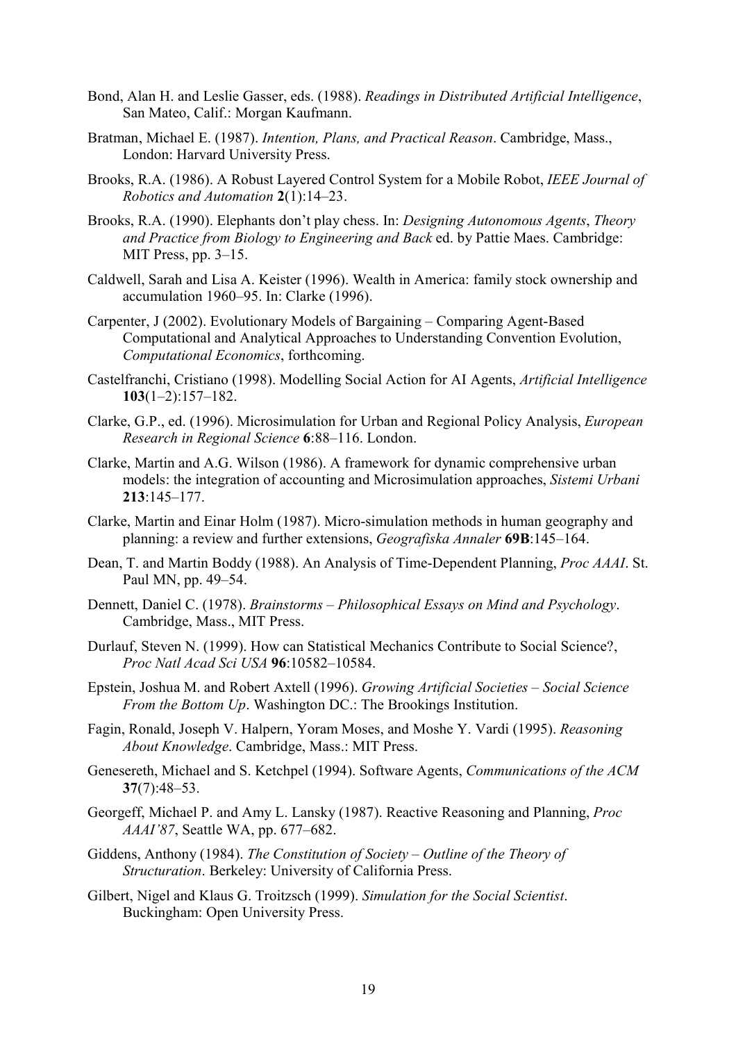Bond, Alan H. and Leslie Gasser, eds. (1988). *Readings in Distributed Artificial Intelligence*, San Mateo, Calif.: Morgan Kaufmann.

Bratman, Michael E. (1987). *Intention, Plans, and Practical Reason*. Cambridge, Mass., London: Harvard University Press.

Brooks, R.A. (1986). A Robust Layered Control System for a Mobile Robot, *IEEE Journal of Robotics and Automation* **2**(1):14–23.

Brooks, R.A. (1990). Elephants don't play chess. In: *Designing Autonomous Agents*, *Theory and Practice from Biology to Engineering and Back* ed. by Pattie Maes. Cambridge: MIT Press, pp. 3–15.

Caldwell, Sarah and Lisa A. Keister (1996). Wealth in America: family stock ownership and accumulation 1960–95. In: Clarke (1996).

Carpenter, J (2002). Evolutionary Models of Bargaining – Comparing Agent-Based Computational and Analytical Approaches to Understanding Convention Evolution, *Computational Economics*, forthcoming.

Castelfranchi, Cristiano (1998). Modelling Social Action for AI Agents, *Artificial Intelligence* **103**(1–2):157–182.

Clarke, G.P., ed. (1996). Microsimulation for Urban and Regional Policy Analysis, *European Research in Regional Science* **6**:88–116. London.

Clarke, Martin and A.G. Wilson (1986). A framework for dynamic comprehensive urban models: the integration of accounting and Microsimulation approaches, *Sistemi Urbani* **213**:145–177.

Clarke, Martin and Einar Holm (1987). Micro-simulation methods in human geography and planning: a review and further extensions, *Geografiska Annaler* **69B**:145–164.

Dean, T. and Martin Boddy (1988). An Analysis of Time-Dependent Planning, *Proc AAAI*. St. Paul MN, pp. 49–54.

Dennett, Daniel C. (1978). *Brainstorms – Philosophical Essays on Mind and Psychology*. Cambridge, Mass., MIT Press.

Durlauf, Steven N. (1999). How can Statistical Mechanics Contribute to Social Science?, *Proc Natl Acad Sci USA* **96**:10582–10584.

Epstein, Joshua M. and Robert Axtell (1996). *Growing Artificial Societies – Social Science From the Bottom Up*. Washington DC.: The Brookings Institution.

Fagin, Ronald, Joseph V. Halpern, Yoram Moses, and Moshe Y. Vardi (1995). *Reasoning About Knowledge*. Cambridge, Mass.: MIT Press.

Genesereth, Michael and S. Ketchpel (1994). Software Agents, *Communications of the ACM* **37**(7):48–53.

Georgeff, Michael P. and Amy L. Lansky (1987). Reactive Reasoning and Planning, *Proc AAAI'87*, Seattle WA, pp. 677–682.

Giddens, Anthony (1984). *The Constitution of Society – Outline of the Theory of Structuration*. Berkeley: University of California Press.

Gilbert, Nigel and Klaus G. Troitzsch (1999). *Simulation for the Social Scientist*. Buckingham: Open University Press.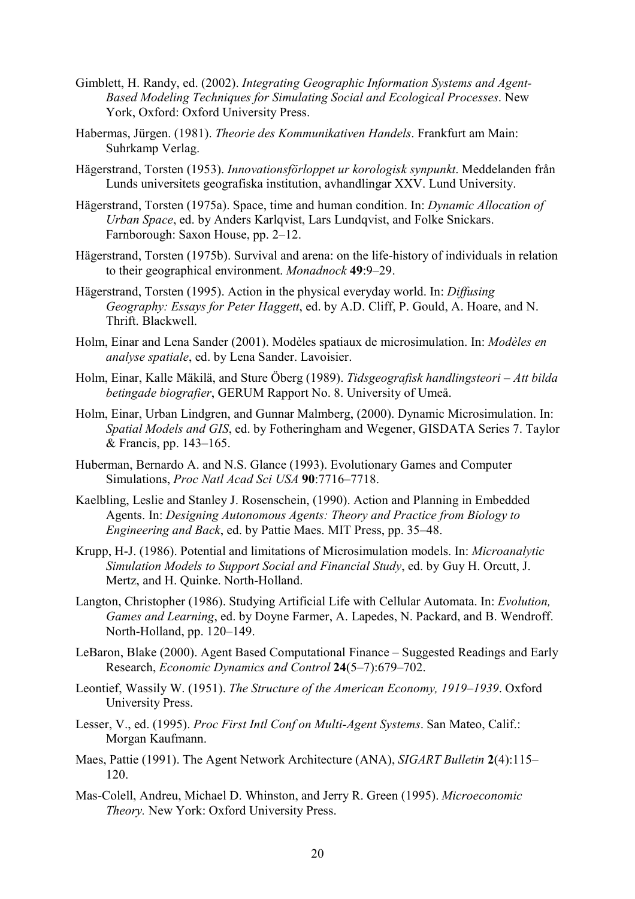Gimblett, H. Randy, ed. (2002). *Integrating Geographic Information Systems and Agent-Based Modeling Techniques for Simulating Social and Ecological Processes*. New York, Oxford: Oxford University Press.

Habermas, Jürgen. (1981). *Theorie des Kommunikativen Handels*. Frankfurt am Main: Suhrkamp Verlag.

Hägerstrand, Torsten (1953). *Innovationsförloppet ur korologisk synpunkt*. Meddelanden från Lunds universitets geografiska institution, avhandlingar XXV. Lund University.

Hägerstrand, Torsten (1975a). Space, time and human condition. In: *Dynamic Allocation of Urban Space*, ed. by Anders Karlqvist, Lars Lundqvist, and Folke Snickars. Farnborough: Saxon House, pp. 2–12.

Hägerstrand, Torsten (1975b). Survival and arena: on the life-history of individuals in relation to their geographical environment. *Monadnock* **49**:9–29.

Hägerstrand, Torsten (1995). Action in the physical everyday world. In: *Diffusing Geography: Essays for Peter Haggett*, ed. by A.D. Cliff, P. Gould, A. Hoare, and N. Thrift. Blackwell.

Holm, Einar and Lena Sander (2001). Modèles spatiaux de microsimulation. In: *Modèles en analyse spatiale*, ed. by Lena Sander. Lavoisier.

Holm, Einar, Kalle Mäkilä, and Sture Öberg (1989). *Tidsgeografisk handlingsteori – Att bilda betingade biografier*, GERUM Rapport No. 8. University of Umeå.

Holm, Einar, Urban Lindgren, and Gunnar Malmberg, (2000). Dynamic Microsimulation. In: *Spatial Models and GIS*, ed. by Fotheringham and Wegener, GISDATA Series 7. Taylor & Francis, pp. 143–165.

Huberman, Bernardo A. and N.S. Glance (1993). Evolutionary Games and Computer Simulations, *Proc Natl Acad Sci USA* **90**:7716–7718.

Kaelbling, Leslie and Stanley J. Rosenschein, (1990). Action and Planning in Embedded Agents. In: *Designing Autonomous Agents: Theory and Practice from Biology to Engineering and Back*, ed. by Pattie Maes. MIT Press, pp. 35–48.

Krupp, H-J. (1986). Potential and limitations of Microsimulation models. In: *Microanalytic Simulation Models to Support Social and Financial Study*, ed. by Guy H. Orcutt, J. Mertz, and H. Quinke. North-Holland.

Langton, Christopher (1986). Studying Artificial Life with Cellular Automata. In: *Evolution, Games and Learning*, ed. by Doyne Farmer, A. Lapedes, N. Packard, and B. Wendroff. North-Holland, pp. 120–149.

LeBaron, Blake (2000). Agent Based Computational Finance – Suggested Readings and Early Research, *Economic Dynamics and Control* **24**(5–7):679–702.

Leontief, Wassily W. (1951). *The Structure of the American Economy, 1919–1939*. Oxford University Press.

Lesser, V., ed. (1995). *Proc First Intl Conf on Multi-Agent Systems*. San Mateo, Calif.: Morgan Kaufmann.

Maes, Pattie (1991). The Agent Network Architecture (ANA), *SIGART Bulletin* **2**(4):115–120.

Mas-Colell, Andreu, Michael D. Whinston, and Jerry R. Green (1995). *Microeconomic Theory.* New York: Oxford University Press.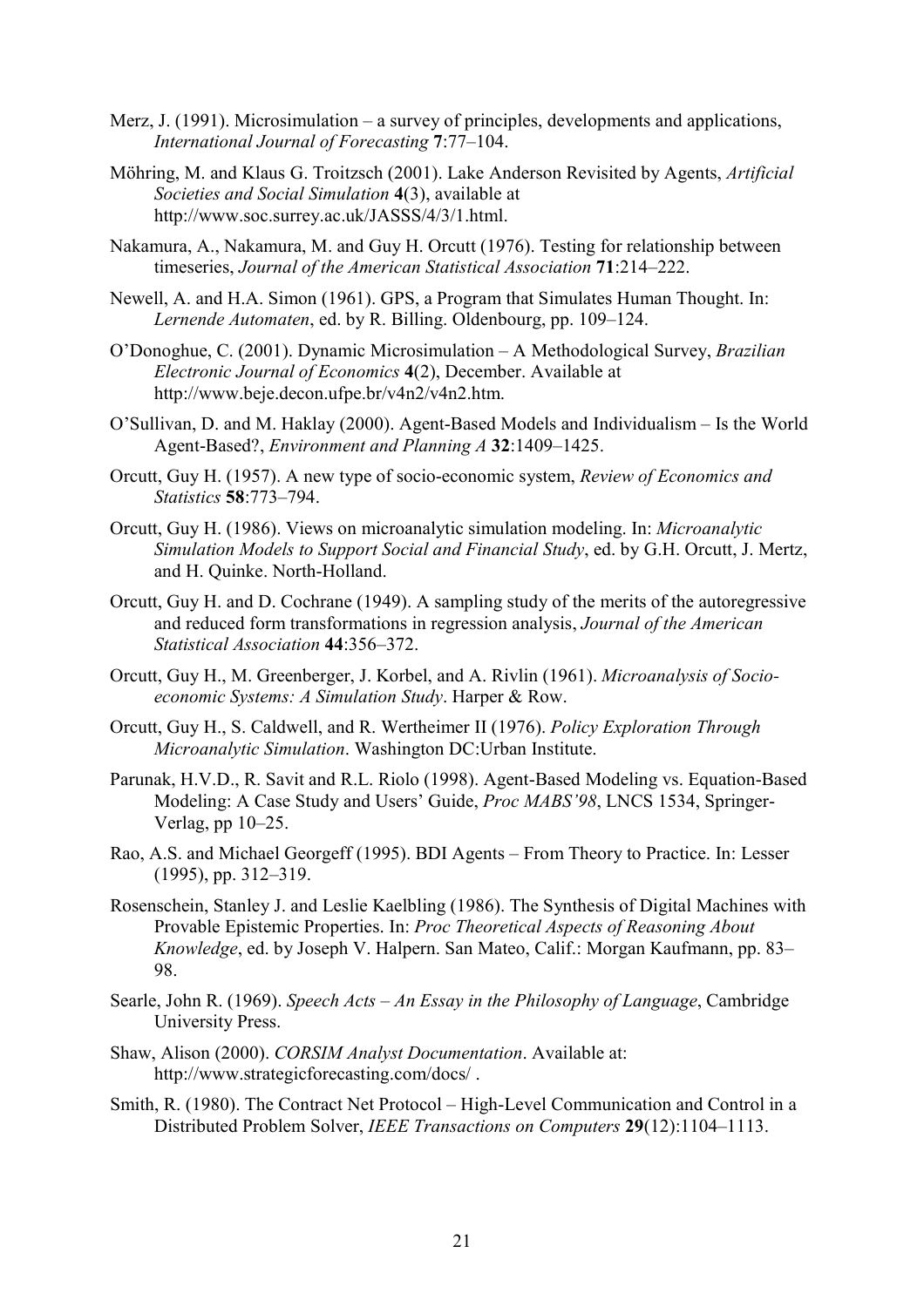Merz, J. (1991). Microsimulation – a survey of principles, developments and applications, *International Journal of Forecasting* **7**:77–104.

Möhring, M. and Klaus G. Troitzsch (2001). Lake Anderson Revisited by Agents, *Artificial Societies and Social Simulation* **4**(3), available at http://www.soc.surrey.ac.uk/JASSS/4/3/1.html.

Nakamura, A., Nakamura, M. and Guy H. Orcutt (1976). Testing for relationship between timeseries, *Journal of the American Statistical Association* **71**:214–222.

Newell, A. and H.A. Simon (1961). GPS, a Program that Simulates Human Thought. In: *Lernende Automaten*, ed. by R. Billing. Oldenbourg, pp. 109–124.

O'Donoghue, C. (2001). Dynamic Microsimulation – A Methodological Survey, *Brazilian Electronic Journal of Economics* **4**(2), December. Available at http://www.beje.decon.ufpe.br/v4n2/v4n2.htm.

O'Sullivan, D. and M. Haklay (2000). Agent-Based Models and Individualism – Is the World Agent-Based?, *Environment and Planning A* **32**:1409–1425.

Orcutt, Guy H. (1957). A new type of socio-economic system, *Review of Economics and Statistics* **58**:773–794.

Orcutt, Guy H. (1986). Views on microanalytic simulation modeling. In: *Microanalytic Simulation Models to Support Social and Financial Study*, ed. by G.H. Orcutt, J. Mertz, and H. Quinke. North-Holland.

Orcutt, Guy H. and D. Cochrane (1949). A sampling study of the merits of the autoregressive and reduced form transformations in regression analysis, *Journal of the American Statistical Association* **44**:356–372.

Orcutt, Guy H., M. Greenberger, J. Korbel, and A. Rivlin (1961). *Microanalysis of Socio-economic Systems: A Simulation Study*. Harper & Row.

Orcutt, Guy H., S. Caldwell, and R. Wertheimer II (1976). *Policy Exploration Through Microanalytic Simulation*. Washington DC:Urban Institute.

Parunak, H.V.D., R. Savit and R.L. Riolo (1998). Agent-Based Modeling vs. Equation-Based Modeling: A Case Study and Users' Guide, *Proc MABS'98*, LNCS 1534, Springer-Verlag, pp 10–25.

Rao, A.S. and Michael Georgeff (1995). BDI Agents – From Theory to Practice. In: Lesser (1995), pp. 312–319.

Rosenschein, Stanley J. and Leslie Kaelbling (1986). The Synthesis of Digital Machines with Provable Epistemic Properties. In: *Proc Theoretical Aspects of Reasoning About Knowledge*, ed. by Joseph V. Halpern. San Mateo, Calif.: Morgan Kaufmann, pp. 83–98.

Searle, John R. (1969). *Speech Acts – An Essay in the Philosophy of Language*, Cambridge University Press.

Shaw, Alison (2000). *CORSIM Analyst Documentation*. Available at: http://www.strategicforecasting.com/docs/ .

Smith, R. (1980). The Contract Net Protocol – High-Level Communication and Control in a Distributed Problem Solver, *IEEE Transactions on Computers* **29**(12):1104–1113.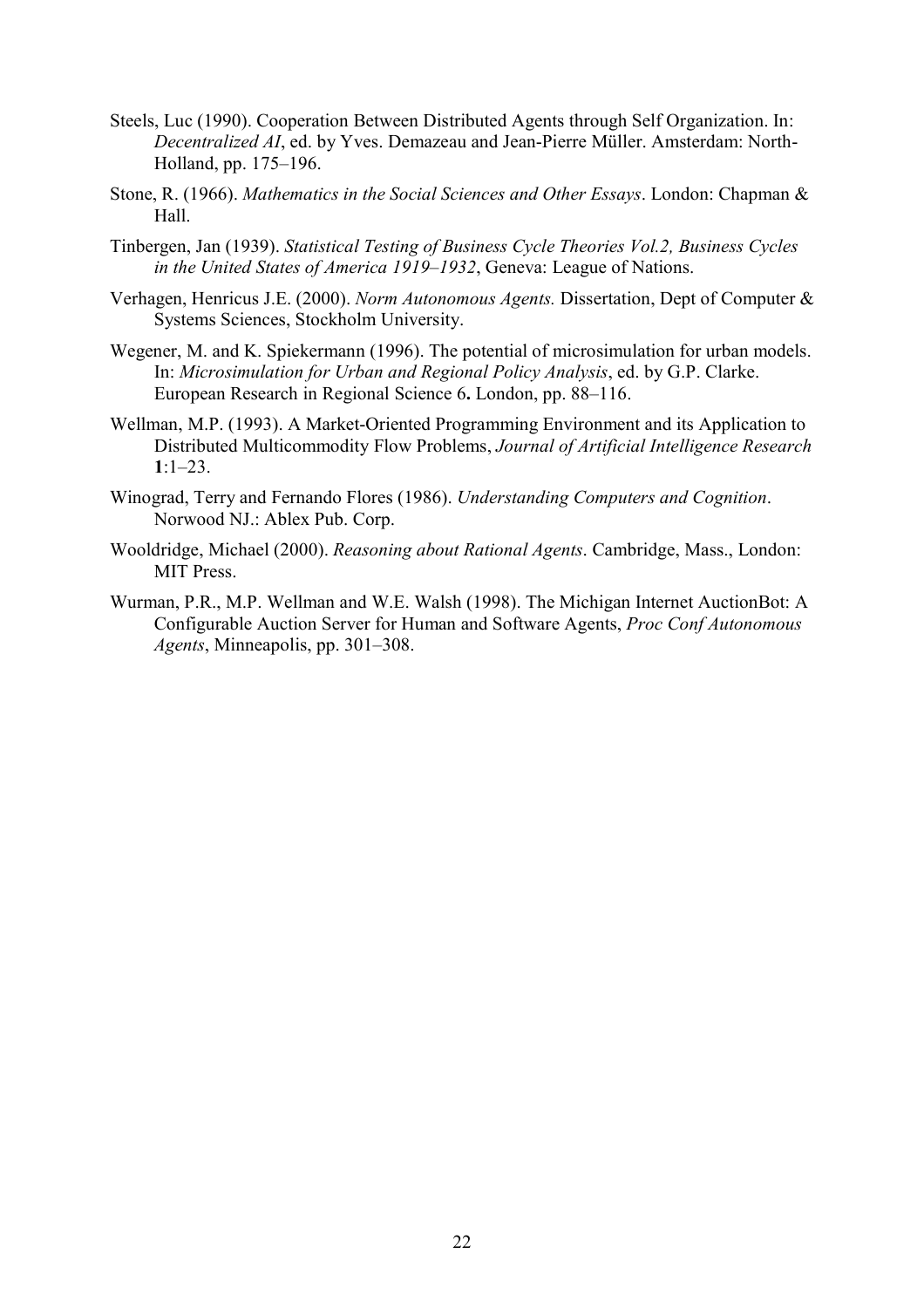Steels, Luc (1990). Cooperation Between Distributed Agents through Self Organization. In: *Decentralized AI*, ed. by Yves. Demazeau and Jean-Pierre Müller. Amsterdam: North-Holland, pp. 175–196.

Stone, R. (1966). *Mathematics in the Social Sciences and Other Essays*. London: Chapman & Hall.

Tinbergen, Jan (1939). *Statistical Testing of Business Cycle Theories Vol.2, Business Cycles in the United States of America 1919–1932*, Geneva: League of Nations.

Verhagen, Henricus J.E. (2000). *Norm Autonomous Agents.* Dissertation, Dept of Computer & Systems Sciences, Stockholm University.

Wegener, M. and K. Spiekermann (1996). The potential of microsimulation for urban models. In: *Microsimulation for Urban and Regional Policy Analysis*, ed. by G.P. Clarke. European Research in Regional Science 6**.** London, pp. 88–116.

Wellman, M.P. (1993). A Market-Oriented Programming Environment and its Application to Distributed Multicommodity Flow Problems, *Journal of Artificial Intelligence Research* **1**:1–23.

Winograd, Terry and Fernando Flores (1986). *Understanding Computers and Cognition*. Norwood NJ.: Ablex Pub. Corp.

Wooldridge, Michael (2000). *Reasoning about Rational Agents*. Cambridge, Mass., London: MIT Press.

Wurman, P.R., M.P. Wellman and W.E. Walsh (1998). The Michigan Internet AuctionBot: A Configurable Auction Server for Human and Software Agents, *Proc Conf Autonomous Agents*, Minneapolis, pp. 301–308.